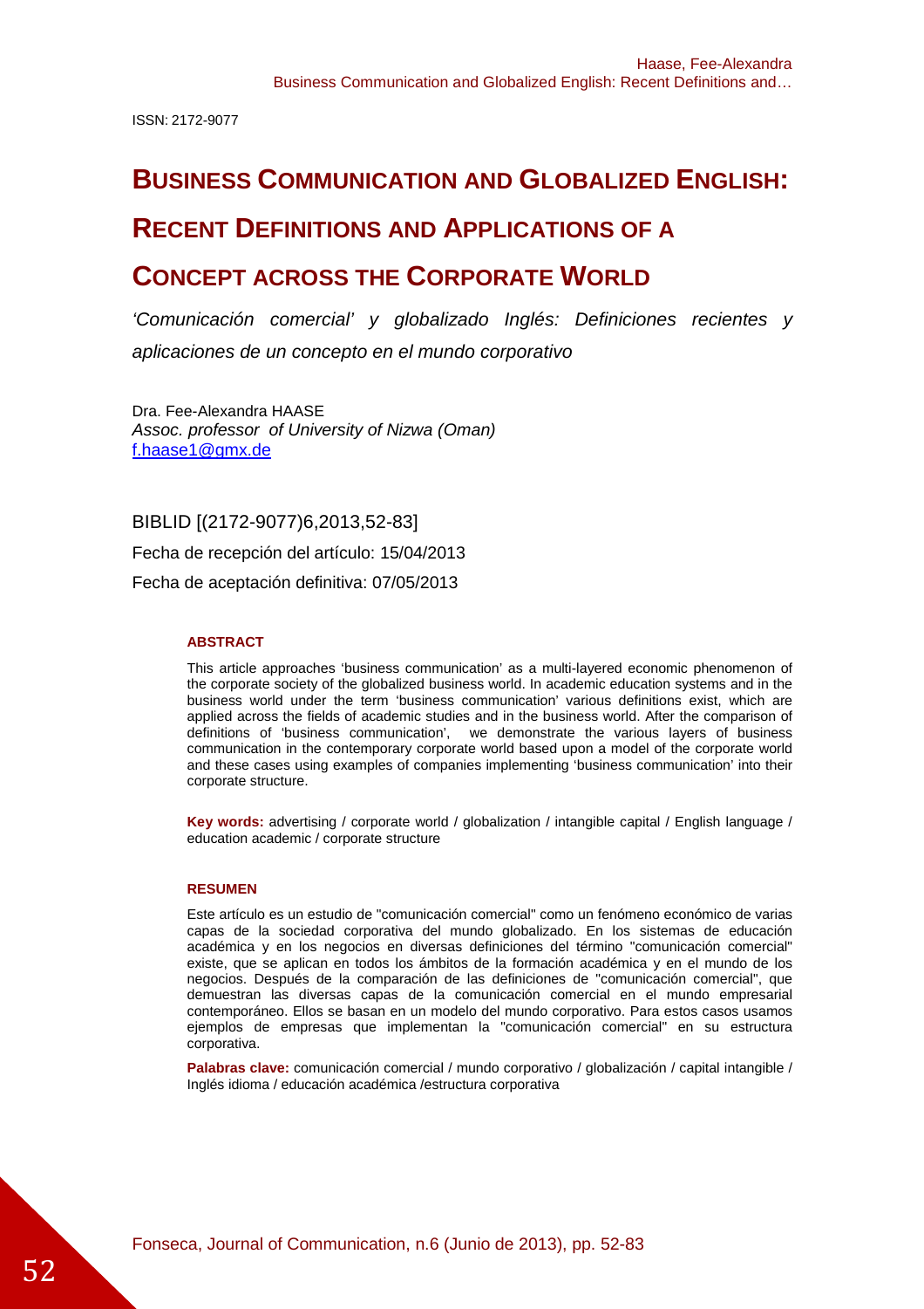ISSN: 2172-9077

# Business Communication and Globalized English: Recent Definitions and Applications of a Concept across the Corporate World

*'Comunicación comercial' y globalizado Inglés: Definiciones recientes y aplicaciones de un concepto en el mundo corporativo*

Dra. Fee-Alexandra HAASE
*Assoc. professor of University of Nizwa (Oman)*
f.haase1@gmx.de

BIBLID [(2172-9077)6,2013,52-83]

Fecha de recepción del artículo: 15/04/2013

Fecha de aceptación definitiva: 07/05/2013

#### ABSTRACT

This article approaches 'business communication' as a multi-layered economic phenomenon of the corporate society of the globalized business world. In academic education systems and in the business world under the term 'business communication' various definitions exist, which are applied across the fields of academic studies and in the business world. After the comparison of definitions of 'business communication', we demonstrate the various layers of business communication in the contemporary corporate world based upon a model of the corporate world and these cases using examples of companies implementing 'business communication' into their corporate structure.

**Key words:** advertising / corporate world / globalization / intangible capital / English language / education academic / corporate structure

#### RESUMEN

Este artículo es un estudio de "comunicación comercial" como un fenómeno económico de varias capas de la sociedad corporativa del mundo globalizado. En los sistemas de educación académica y en los negocios en diversas definiciones del término "comunicación comercial" existe, que se aplican en todos los ámbitos de la formación académica y en el mundo de los negocios. Después de la comparación de las definiciones de "comunicación comercial", que demuestran las diversas capas de la comunicación comercial en el mundo empresarial contemporáneo. Ellos se basan en un modelo del mundo corporativo. Para estos casos usamos ejemplos de empresas que implementan la "comunicación comercial" en su estructura corporativa.

**Palabras clave:** comunicación comercial / mundo corporativo / globalización / capital intangible / Inglés idioma / educación académica /estructura corporativa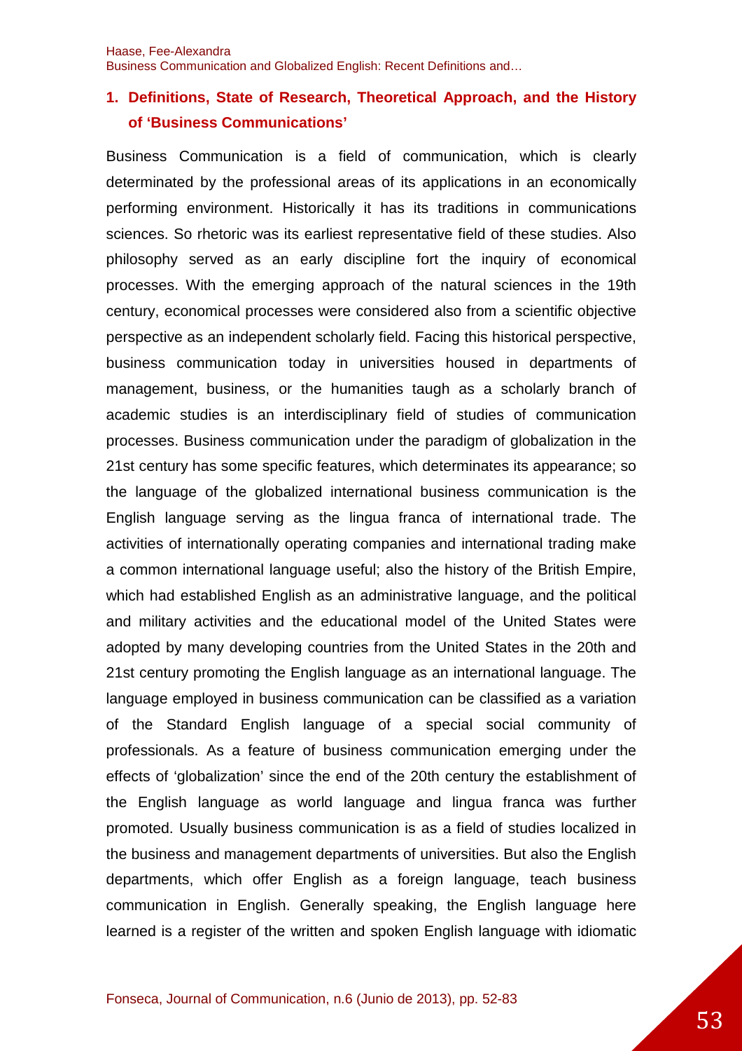## 1. Definitions, State of Research, Theoretical Approach, and the History of 'Business Communications'

Business Communication is a field of communication, which is clearly determinated by the professional areas of its applications in an economically performing environment. Historically it has its traditions in communications sciences. So rhetoric was its earliest representative field of these studies. Also philosophy served as an early discipline fort the inquiry of economical processes. With the emerging approach of the natural sciences in the 19th century, economical processes were considered also from a scientific objective perspective as an independent scholarly field. Facing this historical perspective, business communication today in universities housed in departments of management, business, or the humanities taugh as a scholarly branch of academic studies is an interdisciplinary field of studies of communication processes. Business communication under the paradigm of globalization in the 21st century has some specific features, which determinates its appearance; so the language of the globalized international business communication is the English language serving as the lingua franca of international trade. The activities of internationally operating companies and international trading make a common international language useful; also the history of the British Empire, which had established English as an administrative language, and the political and military activities and the educational model of the United States were adopted by many developing countries from the United States in the 20th and 21st century promoting the English language as an international language. The language employed in business communication can be classified as a variation of the Standard English language of a special social community of professionals. As a feature of business communication emerging under the effects of 'globalization' since the end of the 20th century the establishment of the English language as world language and lingua franca was further promoted. Usually business communication is as a field of studies localized in the business and management departments of universities. But also the English departments, which offer English as a foreign language, teach business communication in English. Generally speaking, the English language here learned is a register of the written and spoken English language with idiomatic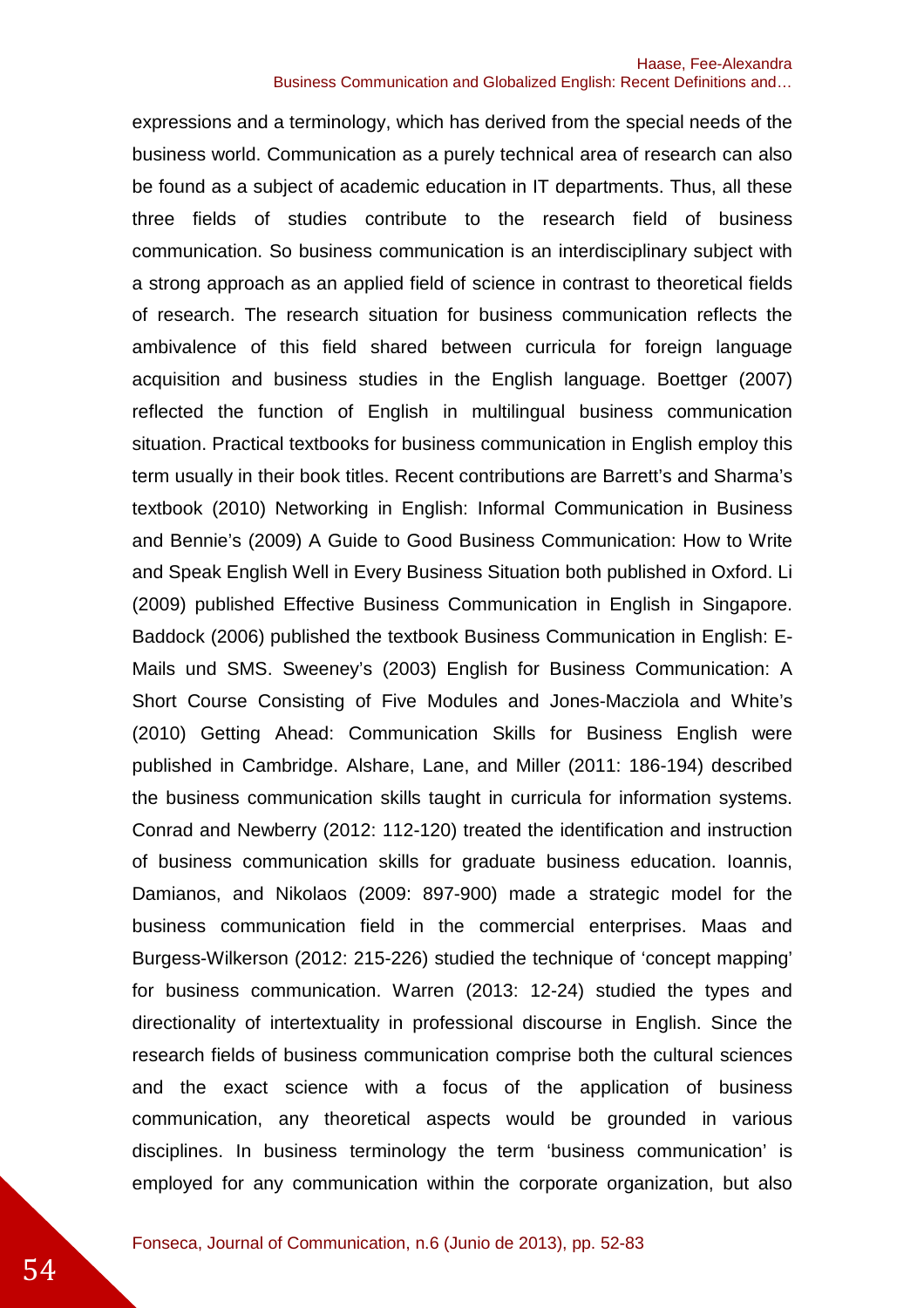expressions and a terminology, which has derived from the special needs of the business world. Communication as a purely technical area of research can also be found as a subject of academic education in IT departments. Thus, all these three fields of studies contribute to the research field of business communication. So business communication is an interdisciplinary subject with a strong approach as an applied field of science in contrast to theoretical fields of research. The research situation for business communication reflects the ambivalence of this field shared between curricula for foreign language acquisition and business studies in the English language. Boettger (2007) reflected the function of English in multilingual business communication situation. Practical textbooks for business communication in English employ this term usually in their book titles. Recent contributions are Barrett's and Sharma's textbook (2010) Networking in English: Informal Communication in Business and Bennie's (2009) A Guide to Good Business Communication: How to Write and Speak English Well in Every Business Situation both published in Oxford. Li (2009) published Effective Business Communication in English in Singapore. Baddock (2006) published the textbook Business Communication in English: E-Mails und SMS. Sweeney's (2003) English for Business Communication: A Short Course Consisting of Five Modules and Jones-Macziola and White's (2010) Getting Ahead: Communication Skills for Business English were published in Cambridge. Alshare, Lane, and Miller (2011: 186-194) described the business communication skills taught in curricula for information systems. Conrad and Newberry (2012: 112-120) treated the identification and instruction of business communication skills for graduate business education. Ioannis, Damianos, and Nikolaos (2009: 897-900) made a strategic model for the business communication field in the commercial enterprises. Maas and Burgess-Wilkerson (2012: 215-226) studied the technique of 'concept mapping' for business communication. Warren (2013: 12-24) studied the types and directionality of intertextuality in professional discourse in English. Since the research fields of business communication comprise both the cultural sciences and the exact science with a focus of the application of business communication, any theoretical aspects would be grounded in various disciplines. In business terminology the term 'business communication' is employed for any communication within the corporate organization, but also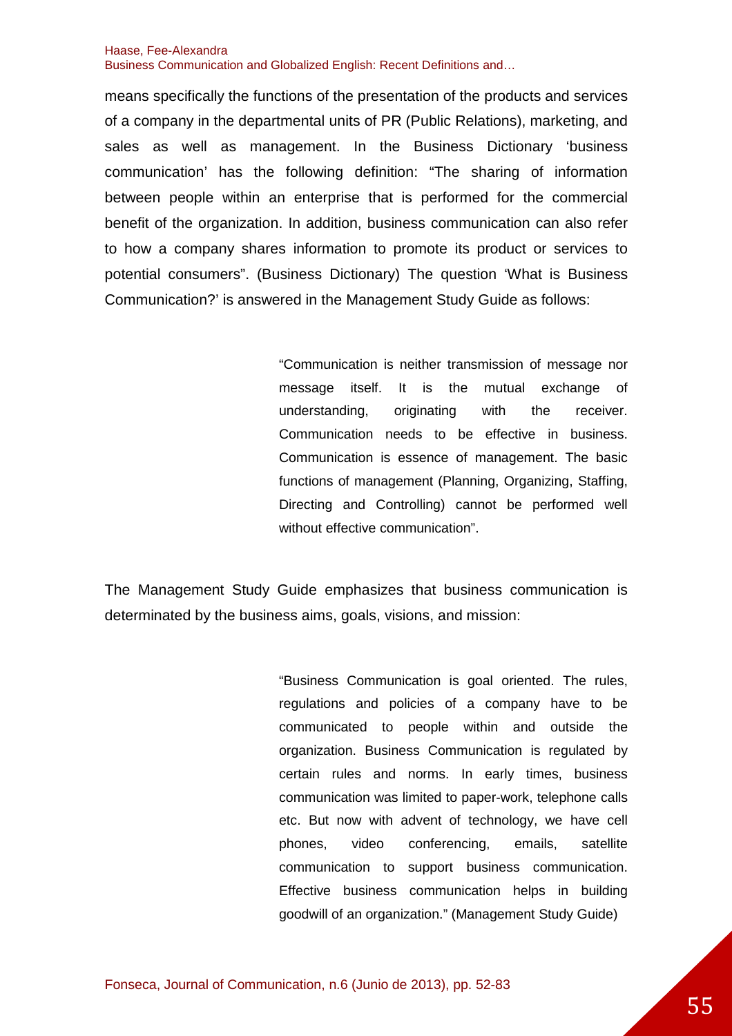means specifically the functions of the presentation of the products and services of a company in the departmental units of PR (Public Relations), marketing, and sales as well as management. In the Business Dictionary 'business communication' has the following definition: "The sharing of information between people within an enterprise that is performed for the commercial benefit of the organization. In addition, business communication can also refer to how a company shares information to promote its product or services to potential consumers". (Business Dictionary) The question 'What is Business Communication?' is answered in the Management Study Guide as follows:

> "Communication is neither transmission of message nor message itself. It is the mutual exchange of understanding, originating with the receiver. Communication needs to be effective in business. Communication is essence of management. The basic functions of management (Planning, Organizing, Staffing, Directing and Controlling) cannot be performed well without effective communication".

The Management Study Guide emphasizes that business communication is determinated by the business aims, goals, visions, and mission:

> "Business Communication is goal oriented. The rules, regulations and policies of a company have to be communicated to people within and outside the organization. Business Communication is regulated by certain rules and norms. In early times, business communication was limited to paper-work, telephone calls etc. But now with advent of technology, we have cell phones, video conferencing, emails, satellite communication to support business communication. Effective business communication helps in building goodwill of an organization." (Management Study Guide)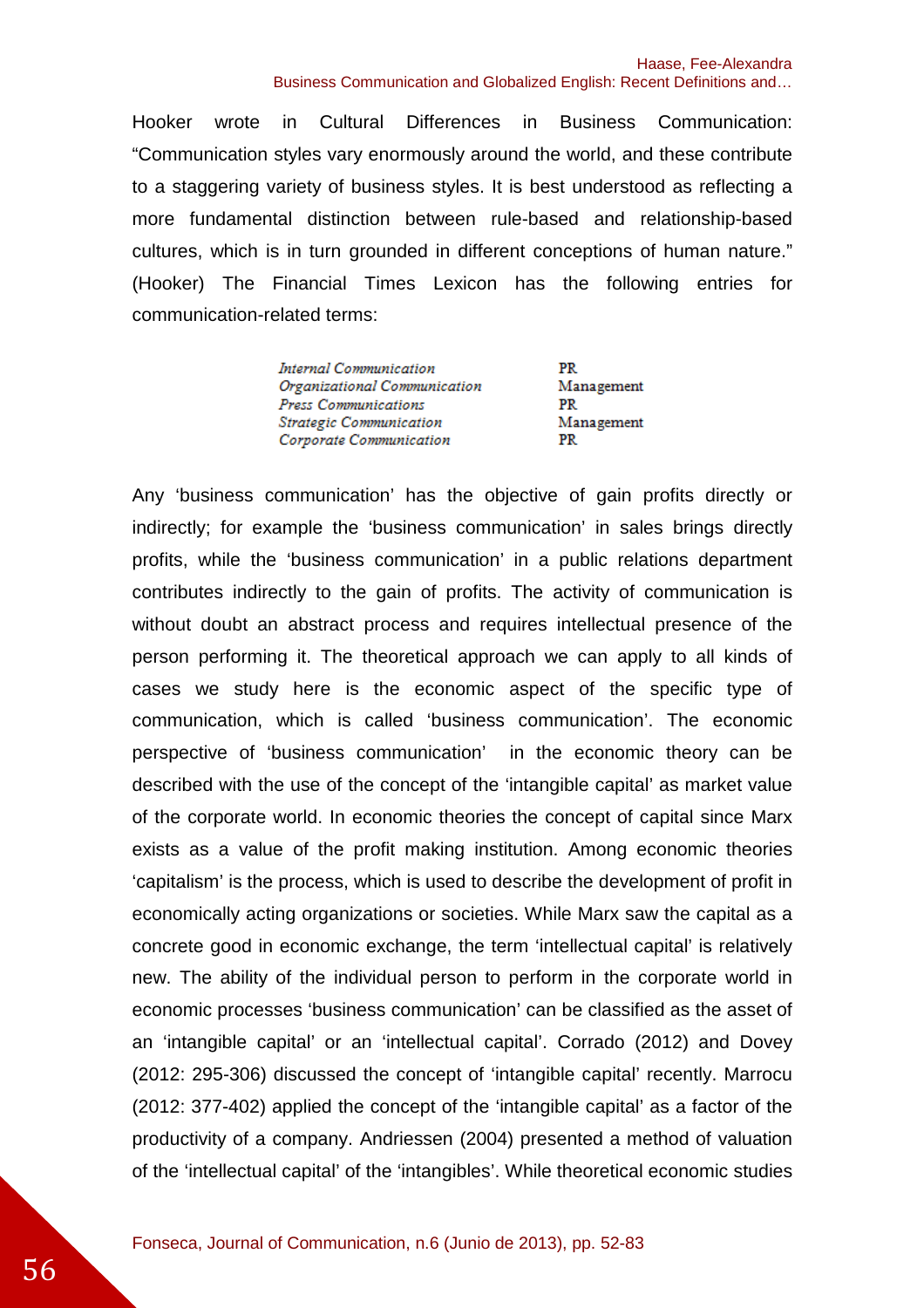Hooker wrote in Cultural Differences in Business Communication: “Communication styles vary enormously around the world, and these contribute to a staggering variety of business styles. It is best understood as reflecting a more fundamental distinction between rule-based and relationship-based cultures, which is in turn grounded in different conceptions of human nature.” (Hooker) The Financial Times Lexicon has the following entries for communication-related terms:

| | |
|---|---|
| *Internal Communication* | PR |
| *Organizational Communication* | Management |
| *Press Communications* | PR |
| *Strategic Communication* | Management |
| *Corporate Communication* | PR |

Any ‘business communication’ has the objective of gain profits directly or indirectly; for example the ‘business communication’ in sales brings directly profits, while the ‘business communication’ in a public relations department contributes indirectly to the gain of profits. The activity of communication is without doubt an abstract process and requires intellectual presence of the person performing it. The theoretical approach we can apply to all kinds of cases we study here is the economic aspect of the specific type of communication, which is called ‘business communication’. The economic perspective of ‘business communication’ in the economic theory can be described with the use of the concept of the ‘intangible capital’ as market value of the corporate world. In economic theories the concept of capital since Marx exists as a value of the profit making institution. Among economic theories ‘capitalism’ is the process, which is used to describe the development of profit in economically acting organizations or societies. While Marx saw the capital as a concrete good in economic exchange, the term ‘intellectual capital’ is relatively new. The ability of the individual person to perform in the corporate world in economic processes ‘business communication’ can be classified as the asset of an ‘intangible capital’ or an ‘intellectual capital’. Corrado (2012) and Dovey (2012: 295-306) discussed the concept of ‘intangible capital’ recently. Marrocu (2012: 377-402) applied the concept of the ‘intangible capital’ as a factor of the productivity of a company. Andriessen (2004) presented a method of valuation of the ‘intellectual capital’ of the ‘intangibles’. While theoretical economic studies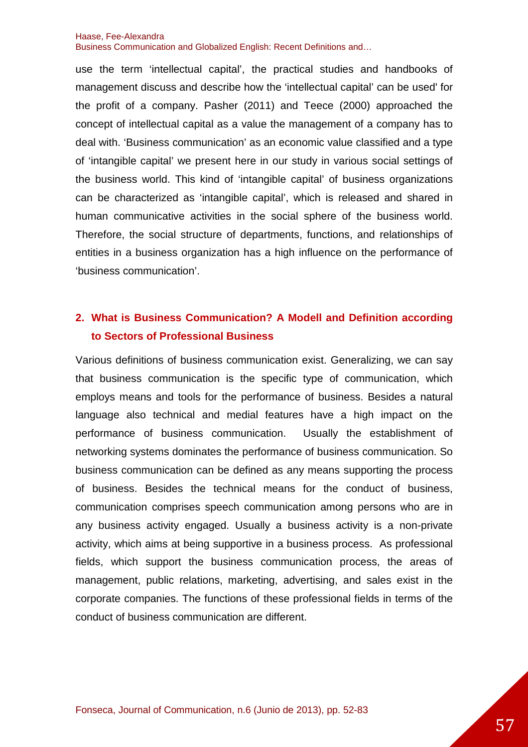use the term 'intellectual capital', the practical studies and handbooks of management discuss and describe how the 'intellectual capital' can be used' for the profit of a company. Pasher (2011) and Teece (2000) approached the concept of intellectual capital as a value the management of a company has to deal with. 'Business communication' as an economic value classified and a type of 'intangible capital' we present here in our study in various social settings of the business world. This kind of 'intangible capital' of business organizations can be characterized as 'intangible capital', which is released and shared in human communicative activities in the social sphere of the business world. Therefore, the social structure of departments, functions, and relationships of entities in a business organization has a high influence on the performance of 'business communication'.

## 2. What is Business Communication? A Modell and Definition according to Sectors of Professional Business

Various definitions of business communication exist. Generalizing, we can say that business communication is the specific type of communication, which employs means and tools for the performance of business. Besides a natural language also technical and medial features have a high impact on the performance of business communication. Usually the establishment of networking systems dominates the performance of business communication. So business communication can be defined as any means supporting the process of business. Besides the technical means for the conduct of business, communication comprises speech communication among persons who are in any business activity engaged. Usually a business activity is a non-private activity, which aims at being supportive in a business process. As professional fields, which support the business communication process, the areas of management, public relations, marketing, advertising, and sales exist in the corporate companies. The functions of these professional fields in terms of the conduct of business communication are different.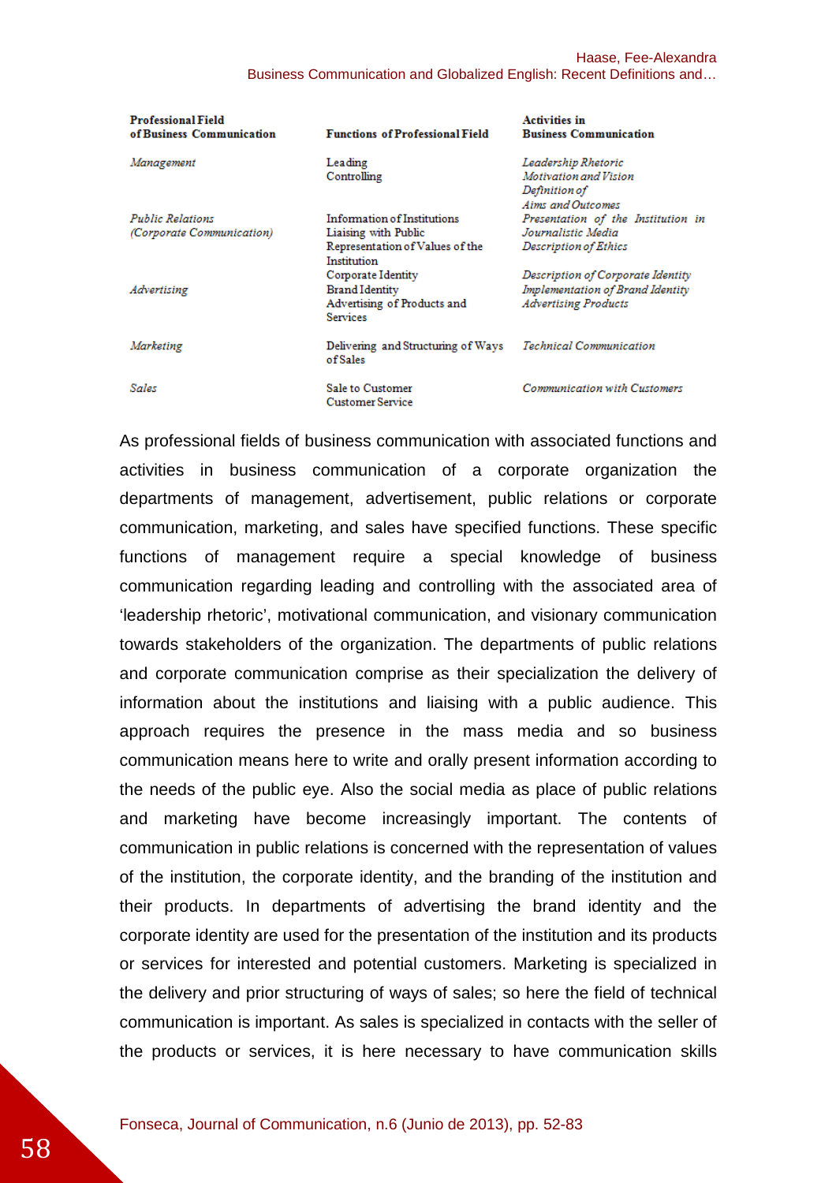| Professional Field of Business Communication | Functions of Professional Field | Activities in Business Communication |
|---|---|---|
| *Management* | Leading<br>Controlling | *Leadership Rhetoric*<br>*Motivation and Vision*<br>*Definition of Aims and Outcomes* |
| *Public Relations (Corporate Communication)* | Information of Institutions<br>Liaising with Public<br>Representation of Values of the Institution<br>Corporate Identity | *Presentation of the Institution in Journalistic Media*<br>*Description of Ethics*<br>*Description of Corporate Identity* |
| *Advertising* | Brand Identity<br>Advertising of Products and Services | *Implementation of Brand Identity*<br>*Advertising Products* |
| *Marketing* | Delivering and Structuring of Ways of Sales | *Technical Communication* |
| *Sales* | Sale to Customer<br>Customer Service | *Communication with Customers* |

As professional fields of business communication with associated functions and activities in business communication of a corporate organization the departments of management, advertisement, public relations or corporate communication, marketing, and sales have specified functions. These specific functions of management require a special knowledge of business communication regarding leading and controlling with the associated area of 'leadership rhetoric', motivational communication, and visionary communication towards stakeholders of the organization. The departments of public relations and corporate communication comprise as their specialization the delivery of information about the institutions and liaising with a public audience. This approach requires the presence in the mass media and so business communication means here to write and orally present information according to the needs of the public eye. Also the social media as place of public relations and marketing have become increasingly important. The contents of communication in public relations is concerned with the representation of values of the institution, the corporate identity, and the branding of the institution and their products. In departments of advertising the brand identity and the corporate identity are used for the presentation of the institution and its products or services for interested and potential customers. Marketing is specialized in the delivery and prior structuring of ways of sales; so here the field of technical communication is important. As sales is specialized in contacts with the seller of the products or services, it is here necessary to have communication skills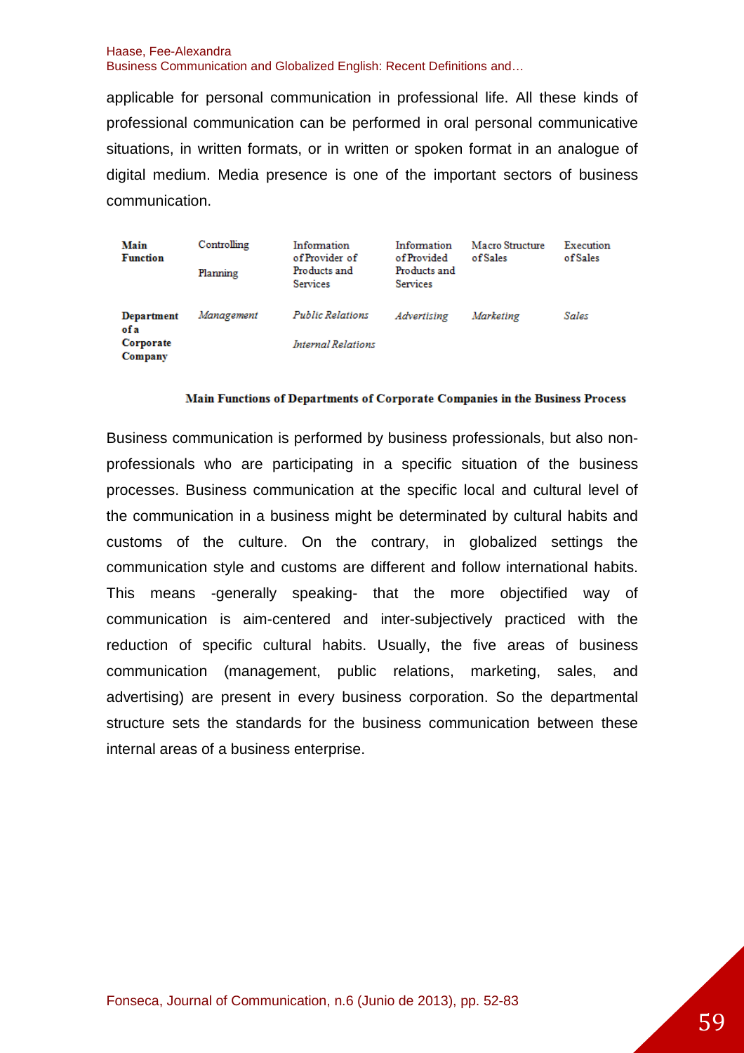applicable for personal communication in professional life. All these kinds of professional communication can be performed in oral personal communicative situations, in written formats, or in written or spoken format in an analogue of digital medium. Media presence is one of the important sectors of business communication.

| **Main Function** | Controlling<br>Planning | Information of Provider of Products and Services | Information of Provided Products and Services | Macro Structure of Sales | Execution of Sales |
|---|---|---|---|---|---|
| **Department of a Corporate Company** | *Management* | *Public Relations*<br>*Internal Relations* | *Advertising* | *Marketing* | *Sales* |

**Main Functions of Departments of Corporate Companies in the Business Process**

Business communication is performed by business professionals, but also non-professionals who are participating in a specific situation of the business processes. Business communication at the specific local and cultural level of the communication in a business might be determinated by cultural habits and customs of the culture. On the contrary, in globalized settings the communication style and customs are different and follow international habits. This means -generally speaking- that the more objectified way of communication is aim-centered and inter-subjectively practiced with the reduction of specific cultural habits. Usually, the five areas of business communication (management, public relations, marketing, sales, and advertising) are present in every business corporation. So the departmental structure sets the standards for the business communication between these internal areas of a business enterprise.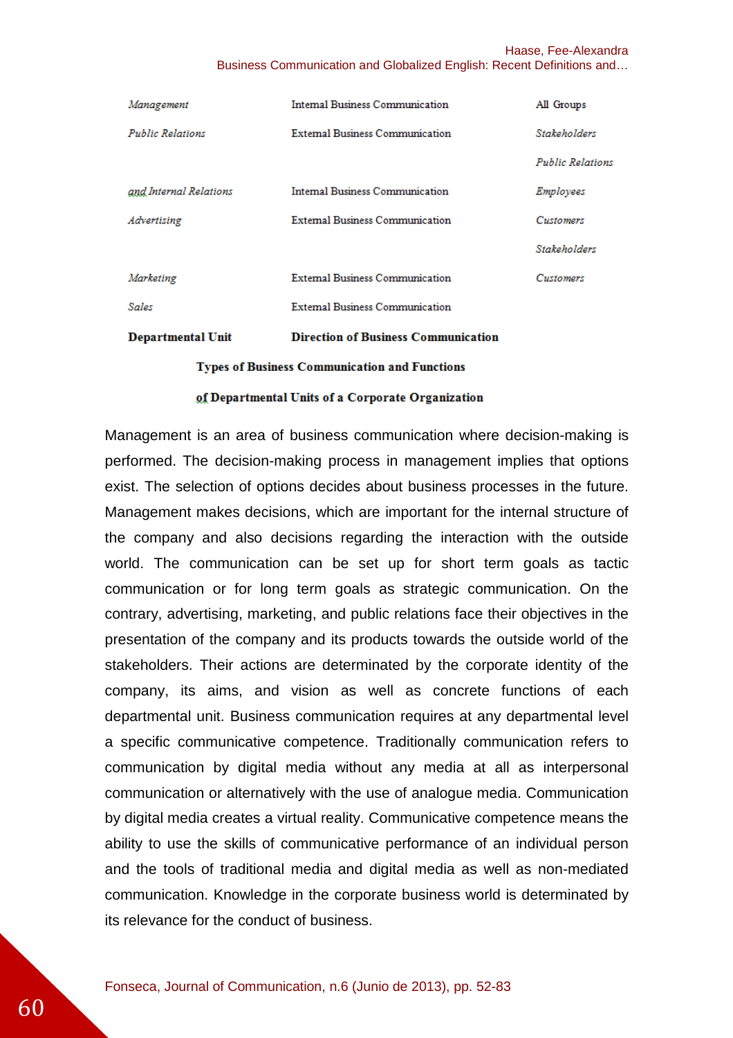| *Management* | Internal Business Communication | All Groups |
|---|---|---|
| *Public Relations* | External Business Communication | *Stakeholders* |
| | | *Public Relations* |
| *and Internal Relations* | Internal Business Communication | *Employees* |
| *Advertising* | External Business Communication | *Customers* |
| | | *Stakeholders* |
| *Marketing* | External Business Communication | *Customers* |
| *Sales* | External Business Communication | |
| **Departmental Unit** | **Direction of Business Communication** | |

**Types of Business Communication and Functions of Departmental Units of a Corporate Organization**

Management is an area of business communication where decision-making is performed. The decision-making process in management implies that options exist. The selection of options decides about business processes in the future. Management makes decisions, which are important for the internal structure of the company and also decisions regarding the interaction with the outside world. The communication can be set up for short term goals as tactic communication or for long term goals as strategic communication. On the contrary, advertising, marketing, and public relations face their objectives in the presentation of the company and its products towards the outside world of the stakeholders. Their actions are determinated by the corporate identity of the company, its aims, and vision as well as concrete functions of each departmental unit. Business communication requires at any departmental level a specific communicative competence. Traditionally communication refers to communication by digital media without any media at all as interpersonal communication or alternatively with the use of analogue media. Communication by digital media creates a virtual reality. Communicative competence means the ability to use the skills of communicative performance of an individual person and the tools of traditional media and digital media as well as non-mediated communication. Knowledge in the corporate business world is determinated by its relevance for the conduct of business.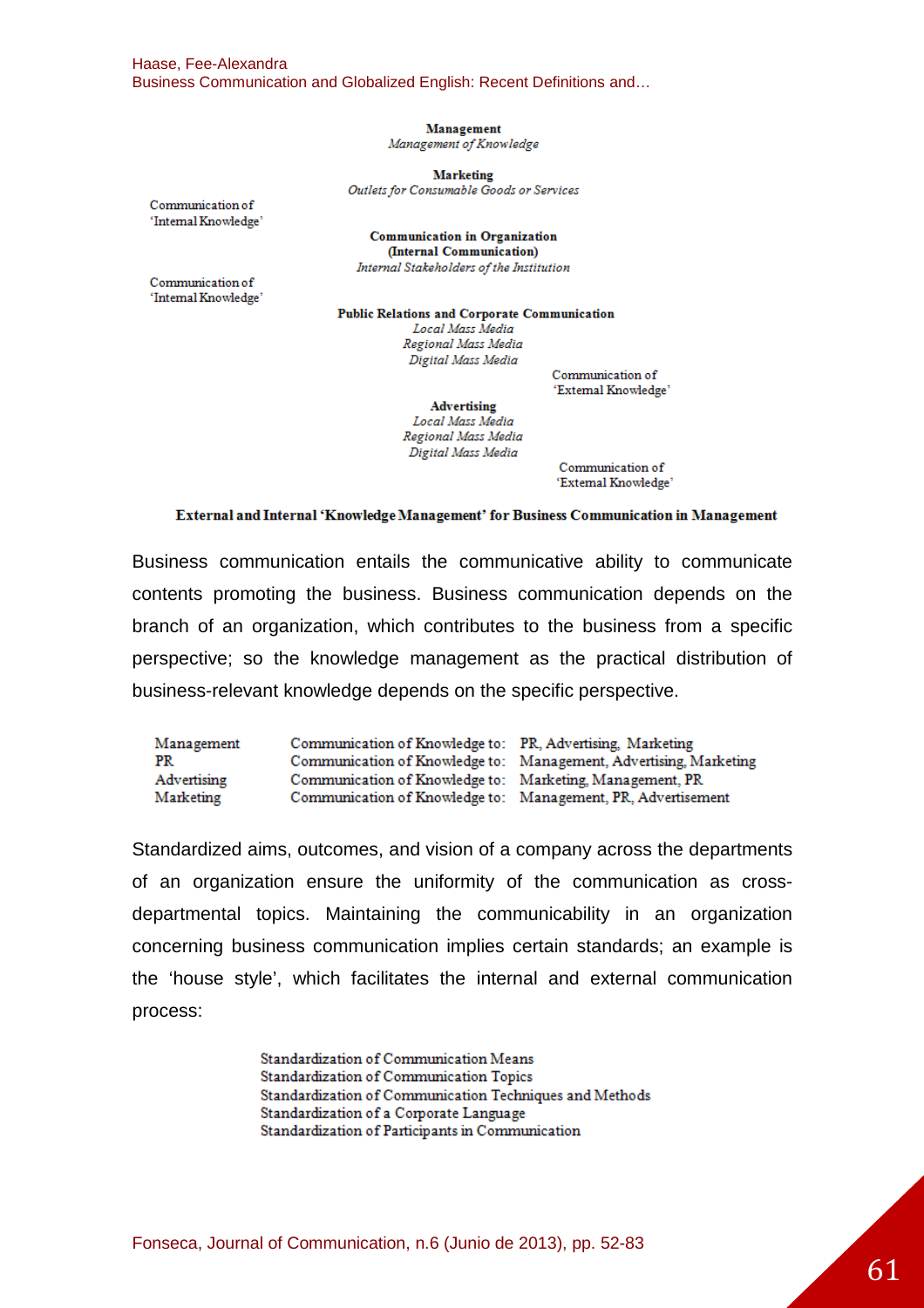**Management**
*Management of Knowledge*

**Marketing**
*Outlets for Consumable Goods or Services*

Communication of 'Internal Knowledge'

**Communication in Organization (Internal Communication)**
*Internal Stakeholders of the Institution*

Communication of 'Internal Knowledge'

**Public Relations and Corporate Communication**
*Local Mass Media*
*Regional Mass Media*
*Digital Mass Media*

Communication of 'External Knowledge'

**Advertising**
*Local Mass Media*
*Regional Mass Media*
*Digital Mass Media*

Communication of 'External Knowledge'

**External and Internal 'Knowledge Management' for Business Communication in Management**

Business communication entails the communicative ability to communicate contents promoting the business. Business communication depends on the branch of an organization, which contributes to the business from a specific perspective; so the knowledge management as the practical distribution of business-relevant knowledge depends on the specific perspective.

| | | |
|---|---|---|
| Management | Communication of Knowledge to: | PR, Advertising, Marketing |
| PR | Communication of Knowledge to: | Management, Advertising, Marketing |
| Advertising | Communication of Knowledge to: | Marketing, Management, PR |
| Marketing | Communication of Knowledge to: | Management, PR, Advertisement |

Standardized aims, outcomes, and vision of a company across the departments of an organization ensure the uniformity of the communication as cross-departmental topics. Maintaining the communicability in an organization concerning business communication implies certain standards; an example is the 'house style', which facilitates the internal and external communication process:

Standardization of Communication Means
Standardization of Communication Topics
Standardization of Communication Techniques and Methods
Standardization of a Corporate Language
Standardization of Participants in Communication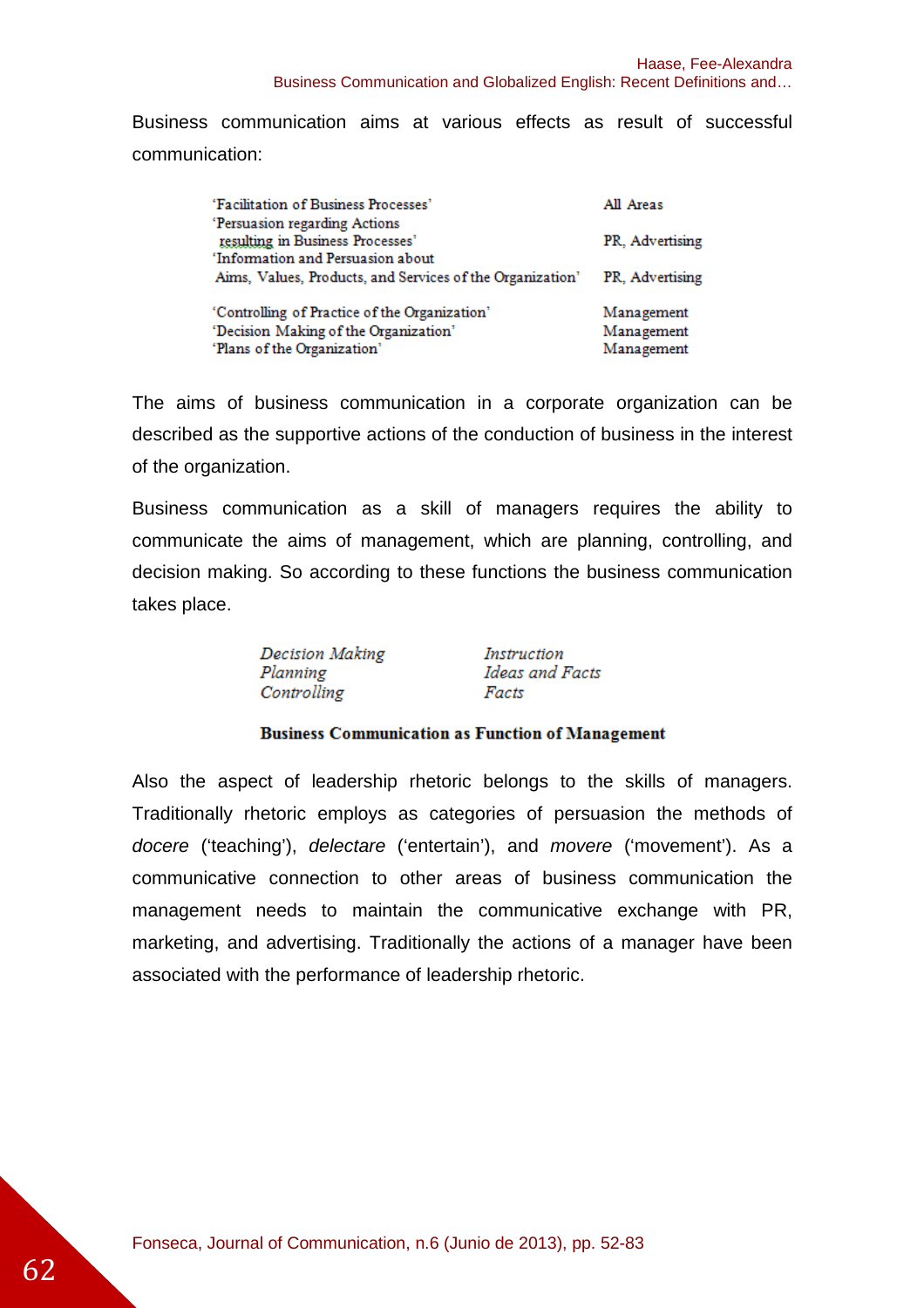Business communication aims at various effects as result of successful communication:

| | |
|---|---|
| 'Facilitation of Business Processes' | All Areas |
| 'Persuasion regarding Actions resulting in Business Processes' | PR, Advertising |
| 'Information and Persuasion about Aims, Values, Products, and Services of the Organization' | PR, Advertising |
| 'Controlling of Practice of the Organization' | Management |
| 'Decision Making of the Organization' | Management |
| 'Plans of the Organization' | Management |

The aims of business communication in a corporate organization can be described as the supportive actions of the conduction of business in the interest of the organization.

Business communication as a skill of managers requires the ability to communicate the aims of management, which are planning, controlling, and decision making. So according to these functions the business communication takes place.

| | |
|---|---|
| *Decision Making* | *Instruction* |
| *Planning* | *Ideas and Facts* |
| *Controlling* | *Facts* |

**Business Communication as Function of Management**

Also the aspect of leadership rhetoric belongs to the skills of managers. Traditionally rhetoric employs as categories of persuasion the methods of *docere* ('teaching'), *delectare* ('entertain'), and *movere* ('movement'). As a communicative connection to other areas of business communication the management needs to maintain the communicative exchange with PR, marketing, and advertising. Traditionally the actions of a manager have been associated with the performance of leadership rhetoric.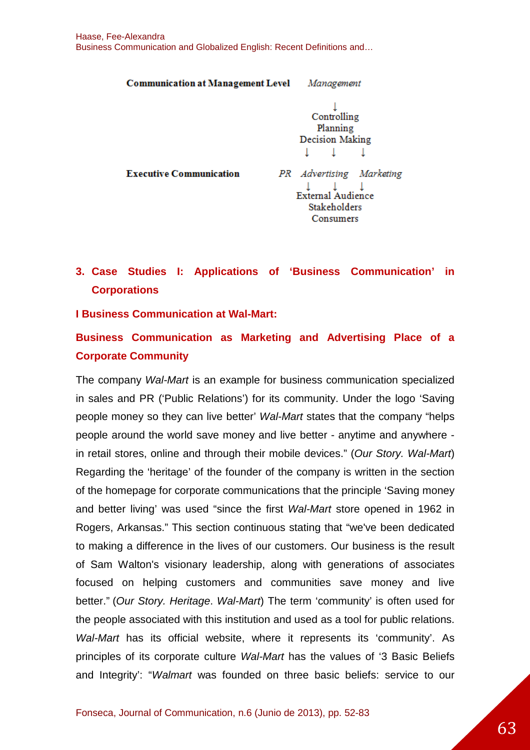**Communication at Management Level** *Management*

↓
Controlling
Planning
Decision Making
↓ ↓ ↓

**Executive Communication** *PR* *Advertising* *Marketing*

↓ ↓ ↓
External Audience
Stakeholders
Consumers

## 3. Case Studies I: Applications of 'Business Communication' in Corporations

### I Business Communication at Wal-Mart:

### Business Communication as Marketing and Advertising Place of a Corporate Community

The company *Wal-Mart* is an example for business communication specialized in sales and PR ('Public Relations') for its community. Under the logo 'Saving people money so they can live better' *Wal-Mart* states that the company "helps people around the world save money and live better - anytime and anywhere - in retail stores, online and through their mobile devices." (*Our Story. Wal-Mart*) Regarding the 'heritage' of the founder of the company is written in the section of the homepage for corporate communications that the principle 'Saving money and better living' was used "since the first *Wal-Mart* store opened in 1962 in Rogers, Arkansas." This section continuous stating that "we've been dedicated to making a difference in the lives of our customers. Our business is the result of Sam Walton's visionary leadership, along with generations of associates focused on helping customers and communities save money and live better." (*Our Story. Heritage*. *Wal-Mart*) The term 'community' is often used for the people associated with this institution and used as a tool for public relations. *Wal-Mart* has its official website, where it represents its 'community'. As principles of its corporate culture *Wal-Mart* has the values of '3 Basic Beliefs and Integrity': "*Walmart* was founded on three basic beliefs: service to our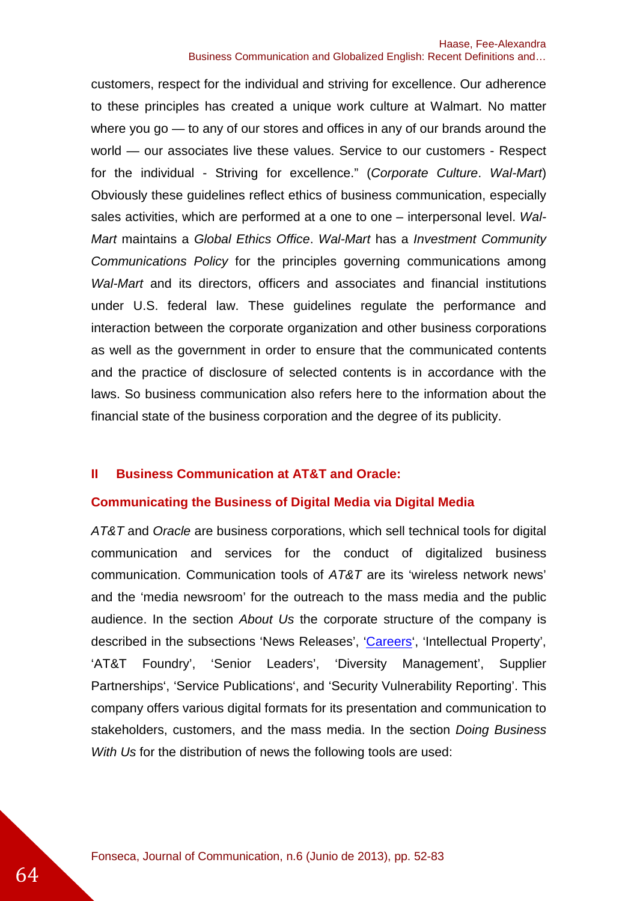customers, respect for the individual and striving for excellence. Our adherence to these principles has created a unique work culture at Walmart. No matter where you go — to any of our stores and offices in any of our brands around the world — our associates live these values. Service to our customers - Respect for the individual - Striving for excellence." (*Corporate Culture*. *Wal-Mart*) Obviously these guidelines reflect ethics of business communication, especially sales activities, which are performed at a one to one – interpersonal level. *Wal-Mart* maintains a *Global Ethics Office*. *Wal-Mart* has a *Investment Community Communications Policy* for the principles governing communications among *Wal-Mart* and its directors, officers and associates and financial institutions under U.S. federal law. These guidelines regulate the performance and interaction between the corporate organization and other business corporations as well as the government in order to ensure that the communicated contents and the practice of disclosure of selected contents is in accordance with the laws. So business communication also refers here to the information about the financial state of the business corporation and the degree of its publicity.

## II Business Communication at AT&T and Oracle:

### Communicating the Business of Digital Media via Digital Media

*AT&T* and *Oracle* are business corporations, which sell technical tools for digital communication and services for the conduct of digitalized business communication. Communication tools of *AT&T* are its 'wireless network news' and the 'media newsroom' for the outreach to the mass media and the public audience. In the section *About Us* the corporate structure of the company is described in the subsections 'News Releases', 'Careers', 'Intellectual Property', 'AT&T Foundry', 'Senior Leaders', 'Diversity Management', Supplier Partnerships', 'Service Publications', and 'Security Vulnerability Reporting'. This company offers various digital formats for its presentation and communication to stakeholders, customers, and the mass media. In the section *Doing Business With Us* for the distribution of news the following tools are used: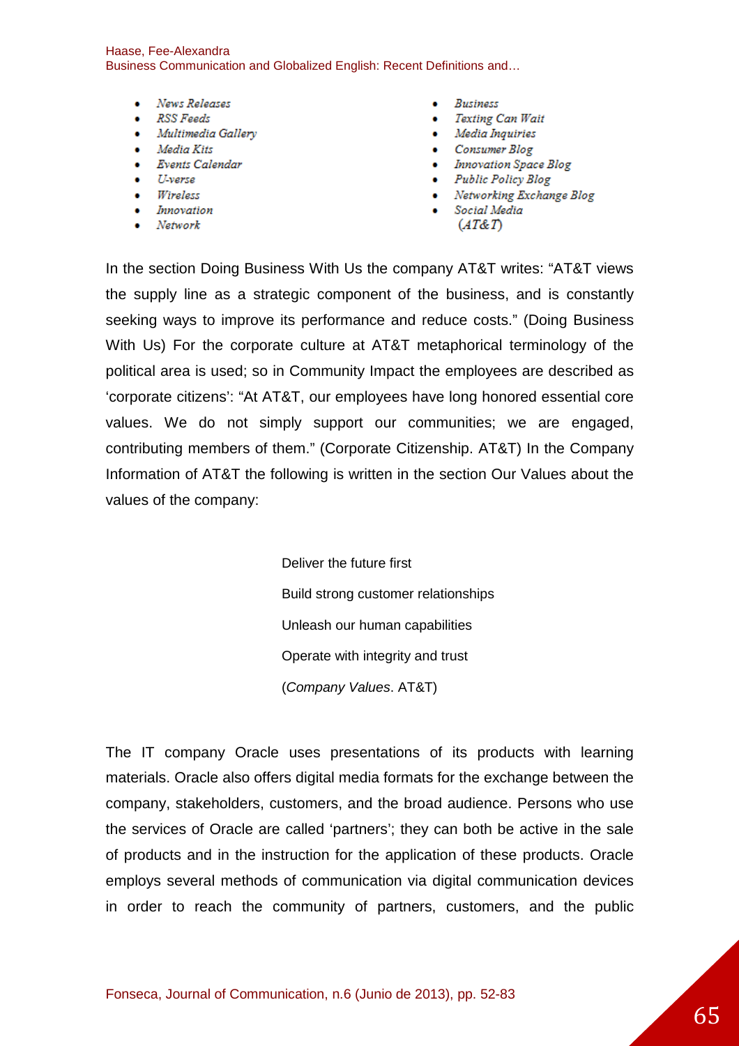- *News Releases*
- *RSS Feeds*
- *Multimedia Gallery*
- *Media Kits*
- *Events Calendar*
- *U-verse*
- *Wireless*
- *Innovation*
- *Network*
- *Business*
- *Texting Can Wait*
- *Media Inquiries*
- *Consumer Blog*
- *Innovation Space Blog*
- *Public Policy Blog*
- *Networking Exchange Blog*
- *Social Media*

(*AT&T*)

In the section Doing Business With Us the company AT&T writes: "AT&T views the supply line as a strategic component of the business, and is constantly seeking ways to improve its performance and reduce costs." (Doing Business With Us) For the corporate culture at AT&T metaphorical terminology of the political area is used; so in Community Impact the employees are described as 'corporate citizens': "At AT&T, our employees have long honored essential core values. We do not simply support our communities; we are engaged, contributing members of them." (Corporate Citizenship. AT&T) In the Company Information of AT&T the following is written in the section Our Values about the values of the company:

> Deliver the future first
>
> Build strong customer relationships
>
> Unleash our human capabilities
>
> Operate with integrity and trust
>
> (*Company Values*. AT&T)

The IT company Oracle uses presentations of its products with learning materials. Oracle also offers digital media formats for the exchange between the company, stakeholders, customers, and the broad audience. Persons who use the services of Oracle are called 'partners'; they can both be active in the sale of products and in the instruction for the application of these products. Oracle employs several methods of communication via digital communication devices in order to reach the community of partners, customers, and the public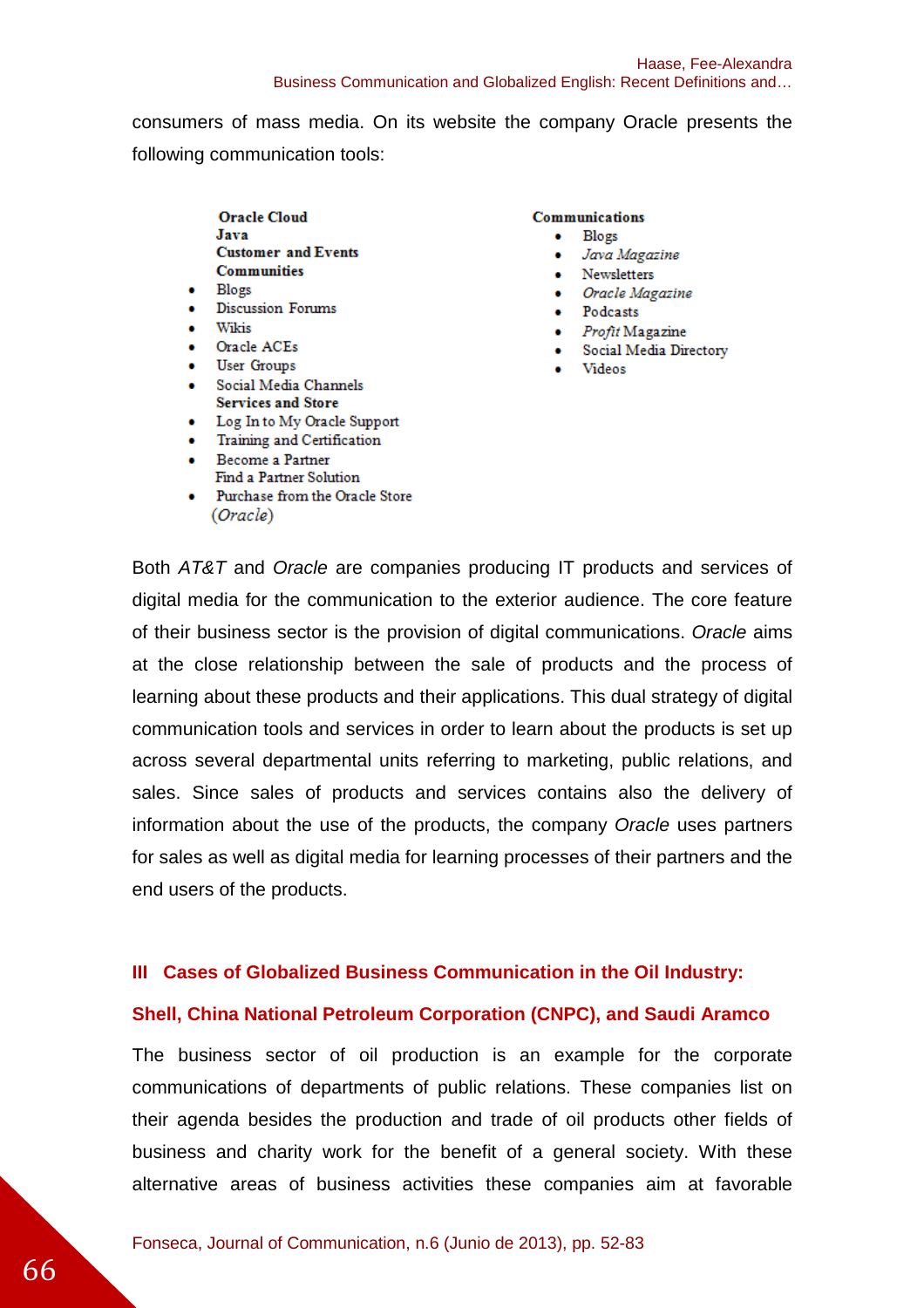consumers of mass media. On its website the company Oracle presents the following communication tools:

**Oracle Cloud**
**Java**
**Customer and Events**
**Communities**

- Blogs
- Discussion Forums
- Wikis
- Oracle ACEs
- User Groups
- Social Media Channels

**Services and Store**

- Log In to My Oracle Support
- Training and Certification
- Become a Partner
  Find a Partner Solution
- Purchase from the Oracle Store

(*Oracle*)

**Communications**

- Blogs
- *Java Magazine*
- Newsletters
- *Oracle Magazine*
- Podcasts
- *Profit* Magazine
- Social Media Directory
- Videos

Both *AT&T* and *Oracle* are companies producing IT products and services of digital media for the communication to the exterior audience. The core feature of their business sector is the provision of digital communications. *Oracle* aims at the close relationship between the sale of products and the process of learning about these products and their applications. This dual strategy of digital communication tools and services in order to learn about the products is set up across several departmental units referring to marketing, public relations, and sales. Since sales of products and services contains also the delivery of information about the use of the products, the company *Oracle* uses partners for sales as well as digital media for learning processes of their partners and the end users of the products.

## III Cases of Globalized Business Communication in the Oil Industry: Shell, China National Petroleum Corporation (CNPC), and Saudi Aramco

The business sector of oil production is an example for the corporate communications of departments of public relations. These companies list on their agenda besides the production and trade of oil products other fields of business and charity work for the benefit of a general society. With these alternative areas of business activities these companies aim at favorable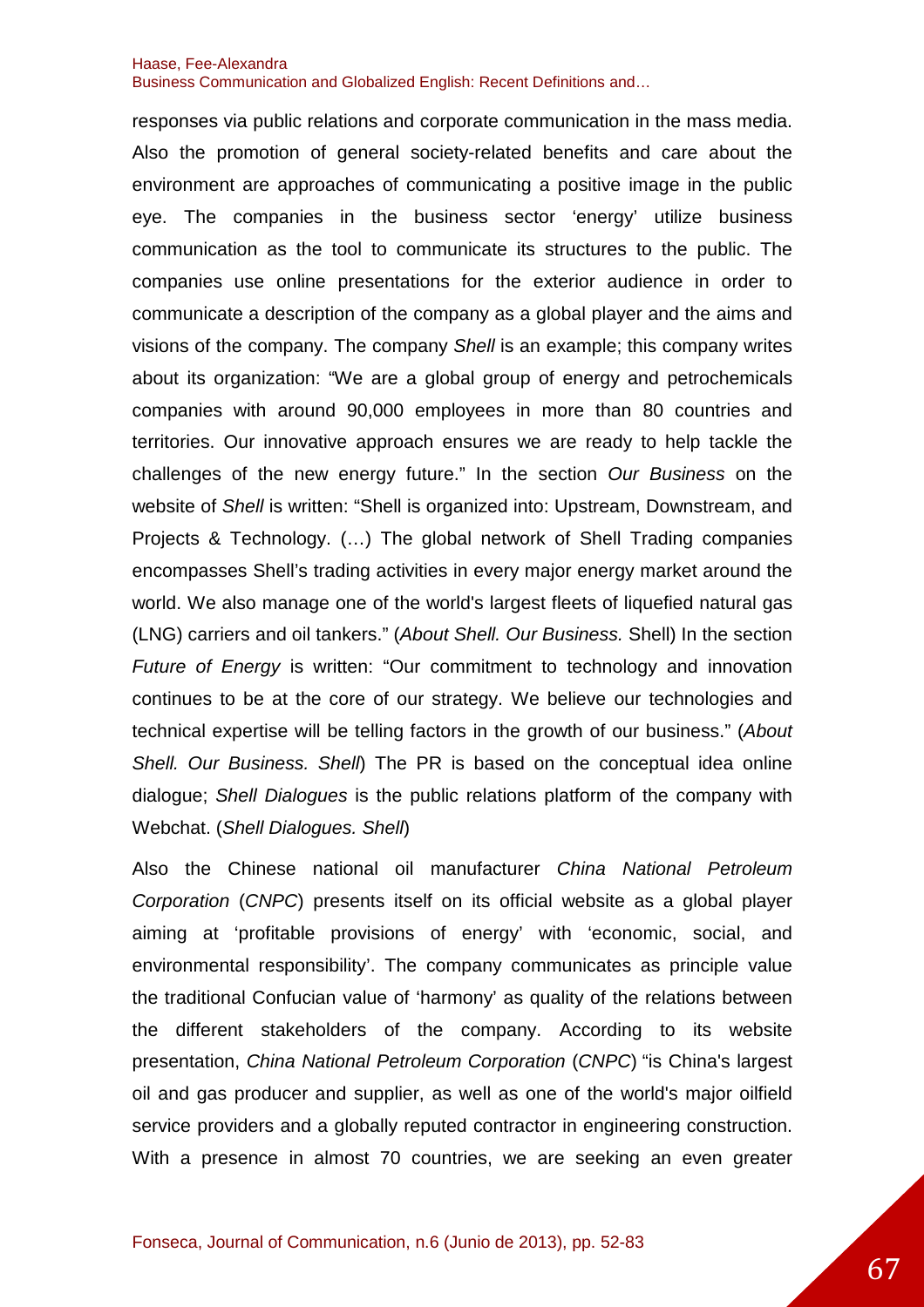responses via public relations and corporate communication in the mass media. Also the promotion of general society-related benefits and care about the environment are approaches of communicating a positive image in the public eye. The companies in the business sector 'energy' utilize business communication as the tool to communicate its structures to the public. The companies use online presentations for the exterior audience in order to communicate a description of the company as a global player and the aims and visions of the company. The company *Shell* is an example; this company writes about its organization: "We are a global group of energy and petrochemicals companies with around 90,000 employees in more than 80 countries and territories. Our innovative approach ensures we are ready to help tackle the challenges of the new energy future." In the section *Our Business* on the website of *Shell* is written: "Shell is organized into: Upstream, Downstream, and Projects & Technology. (…) The global network of Shell Trading companies encompasses Shell's trading activities in every major energy market around the world. We also manage one of the world's largest fleets of liquefied natural gas (LNG) carriers and oil tankers." (*About Shell. Our Business.* Shell) In the section *Future of Energy* is written: "Our commitment to technology and innovation continues to be at the core of our strategy. We believe our technologies and technical expertise will be telling factors in the growth of our business." (*About Shell. Our Business. Shell*) The PR is based on the conceptual idea online dialogue; *Shell Dialogues* is the public relations platform of the company with Webchat. (*Shell Dialogues. Shell*)

Also the Chinese national oil manufacturer *China National Petroleum Corporation* (*CNPC*) presents itself on its official website as a global player aiming at 'profitable provisions of energy' with 'economic, social, and environmental responsibility'. The company communicates as principle value the traditional Confucian value of 'harmony' as quality of the relations between the different stakeholders of the company. According to its website presentation, *China National Petroleum Corporation* (*CNPC*) "is China's largest oil and gas producer and supplier, as well as one of the world's major oilfield service providers and a globally reputed contractor in engineering construction. With a presence in almost 70 countries, we are seeking an even greater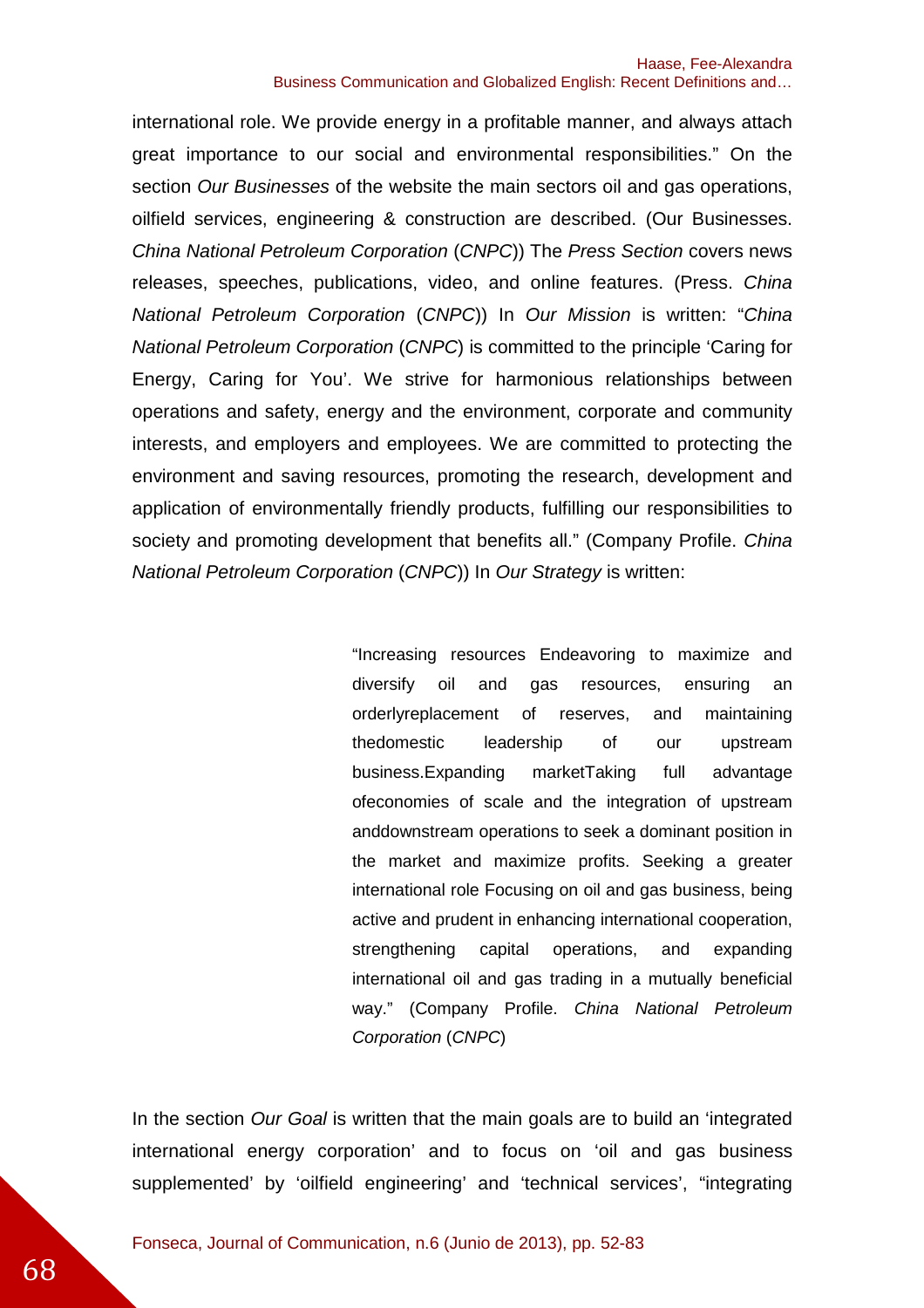international role. We provide energy in a profitable manner, and always attach great importance to our social and environmental responsibilities." On the section *Our Businesses* of the website the main sectors oil and gas operations, oilfield services, engineering & construction are described. (Our Businesses. *China National Petroleum Corporation* (*CNPC*)) The *Press Section* covers news releases, speeches, publications, video, and online features. (Press. *China National Petroleum Corporation* (*CNPC*)) In *Our Mission* is written: "*China National Petroleum Corporation* (*CNPC*) is committed to the principle 'Caring for Energy, Caring for You'. We strive for harmonious relationships between operations and safety, energy and the environment, corporate and community interests, and employers and employees. We are committed to protecting the environment and saving resources, promoting the research, development and application of environmentally friendly products, fulfilling our responsibilities to society and promoting development that benefits all." (Company Profile. *China National Petroleum Corporation* (*CNPC*)) In *Our Strategy* is written:

> "Increasing resources Endeavoring to maximize and diversify oil and gas resources, ensuring an orderlyreplacement of reserves, and maintaining thedomestic leadership of our upstream business.Expanding marketTaking full advantage ofeconomies of scale and the integration of upstream anddownstream operations to seek a dominant position in the market and maximize profits. Seeking a greater international role Focusing on oil and gas business, being active and prudent in enhancing international cooperation, strengthening capital operations, and expanding international oil and gas trading in a mutually beneficial way." (Company Profile. *China National Petroleum Corporation* (*CNPC*)

In the section *Our Goal* is written that the main goals are to build an 'integrated international energy corporation' and to focus on 'oil and gas business supplemented' by 'oilfield engineering' and 'technical services', "integrating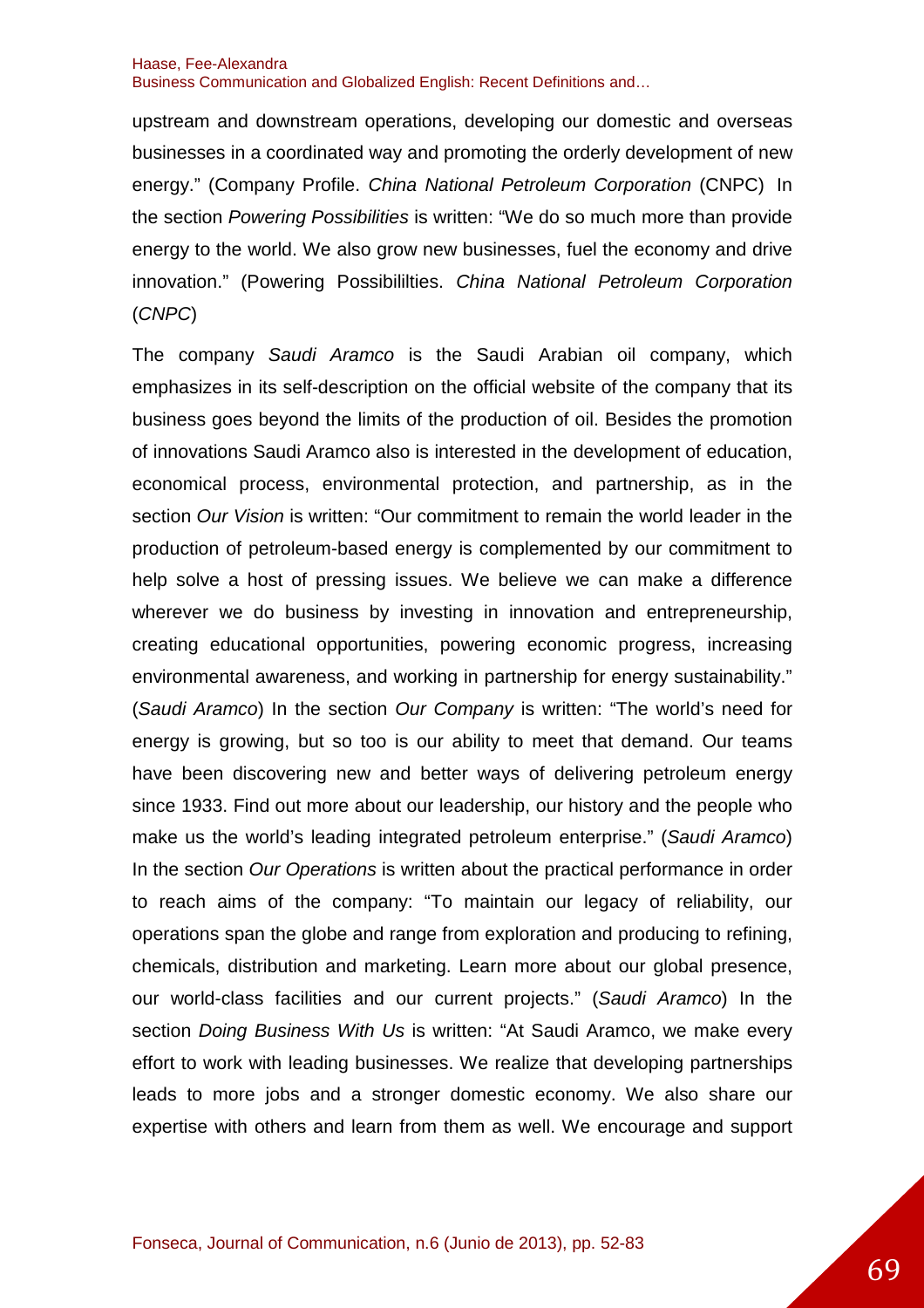upstream and downstream operations, developing our domestic and overseas businesses in a coordinated way and promoting the orderly development of new energy." (Company Profile. *China National Petroleum Corporation* (CNPC) In the section *Powering Possibilities* is written: "We do so much more than provide energy to the world. We also grow new businesses, fuel the economy and drive innovation." (Powering Possibililties. *China National Petroleum Corporation* (*CNPC*)

The company *Saudi Aramco* is the Saudi Arabian oil company, which emphasizes in its self-description on the official website of the company that its business goes beyond the limits of the production of oil. Besides the promotion of innovations Saudi Aramco also is interested in the development of education, economical process, environmental protection, and partnership, as in the section *Our Vision* is written: "Our commitment to remain the world leader in the production of petroleum-based energy is complemented by our commitment to help solve a host of pressing issues. We believe we can make a difference wherever we do business by investing in innovation and entrepreneurship, creating educational opportunities, powering economic progress, increasing environmental awareness, and working in partnership for energy sustainability." (*Saudi Aramco*) In the section *Our Company* is written: "The world's need for energy is growing, but so too is our ability to meet that demand. Our teams have been discovering new and better ways of delivering petroleum energy since 1933. Find out more about our leadership, our history and the people who make us the world's leading integrated petroleum enterprise." (*Saudi Aramco*) In the section *Our Operations* is written about the practical performance in order to reach aims of the company: "To maintain our legacy of reliability, our operations span the globe and range from exploration and producing to refining, chemicals, distribution and marketing. Learn more about our global presence, our world-class facilities and our current projects." (*Saudi Aramco*) In the section *Doing Business With Us* is written: "At Saudi Aramco, we make every effort to work with leading businesses. We realize that developing partnerships leads to more jobs and a stronger domestic economy. We also share our expertise with others and learn from them as well. We encourage and support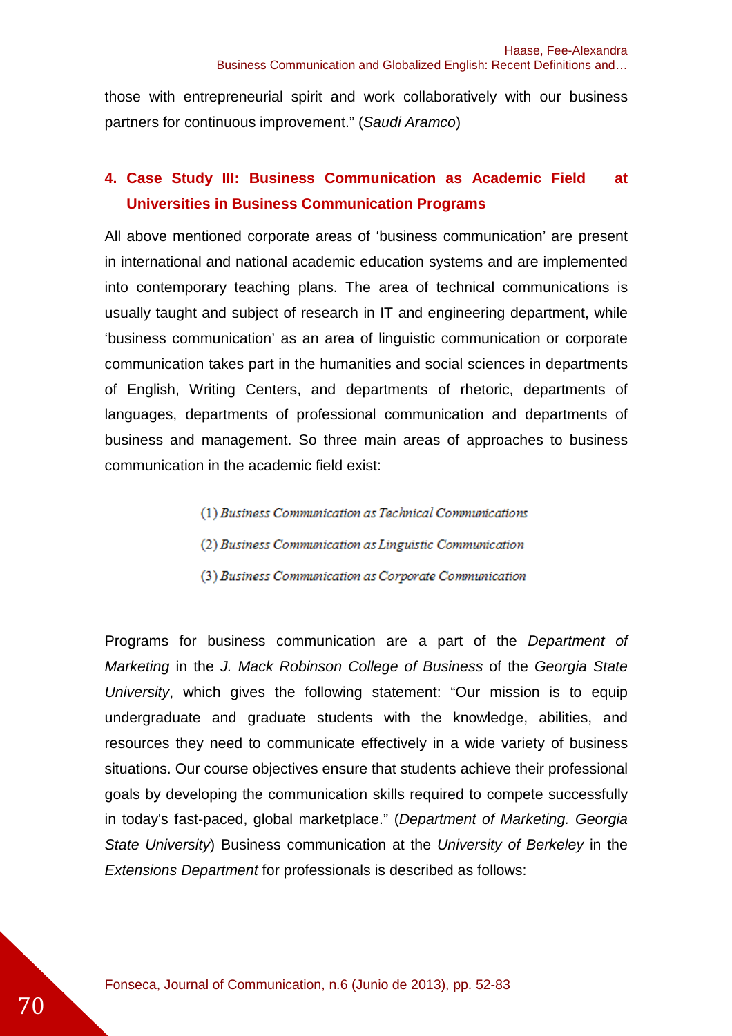those with entrepreneurial spirit and work collaboratively with our business partners for continuous improvement." (*Saudi Aramco*)

## 4. Case Study III: Business Communication as Academic Field at Universities in Business Communication Programs

All above mentioned corporate areas of 'business communication' are present in international and national academic education systems and are implemented into contemporary teaching plans. The area of technical communications is usually taught and subject of research in IT and engineering department, while 'business communication' as an area of linguistic communication or corporate communication takes part in the humanities and social sciences in departments of English, Writing Centers, and departments of rhetoric, departments of languages, departments of professional communication and departments of business and management. So three main areas of approaches to business communication in the academic field exist:

(1) *Business Communication as Technical Communications*

(2) *Business Communication as Linguistic Communication*

(3) *Business Communication as Corporate Communication*

Programs for business communication are a part of the *Department of Marketing* in the *J. Mack Robinson College of Business* of the *Georgia State University*, which gives the following statement: "Our mission is to equip undergraduate and graduate students with the knowledge, abilities, and resources they need to communicate effectively in a wide variety of business situations. Our course objectives ensure that students achieve their professional goals by developing the communication skills required to compete successfully in today's fast-paced, global marketplace." (*Department of Marketing. Georgia State University*) Business communication at the *University of Berkeley* in the *Extensions Department* for professionals is described as follows: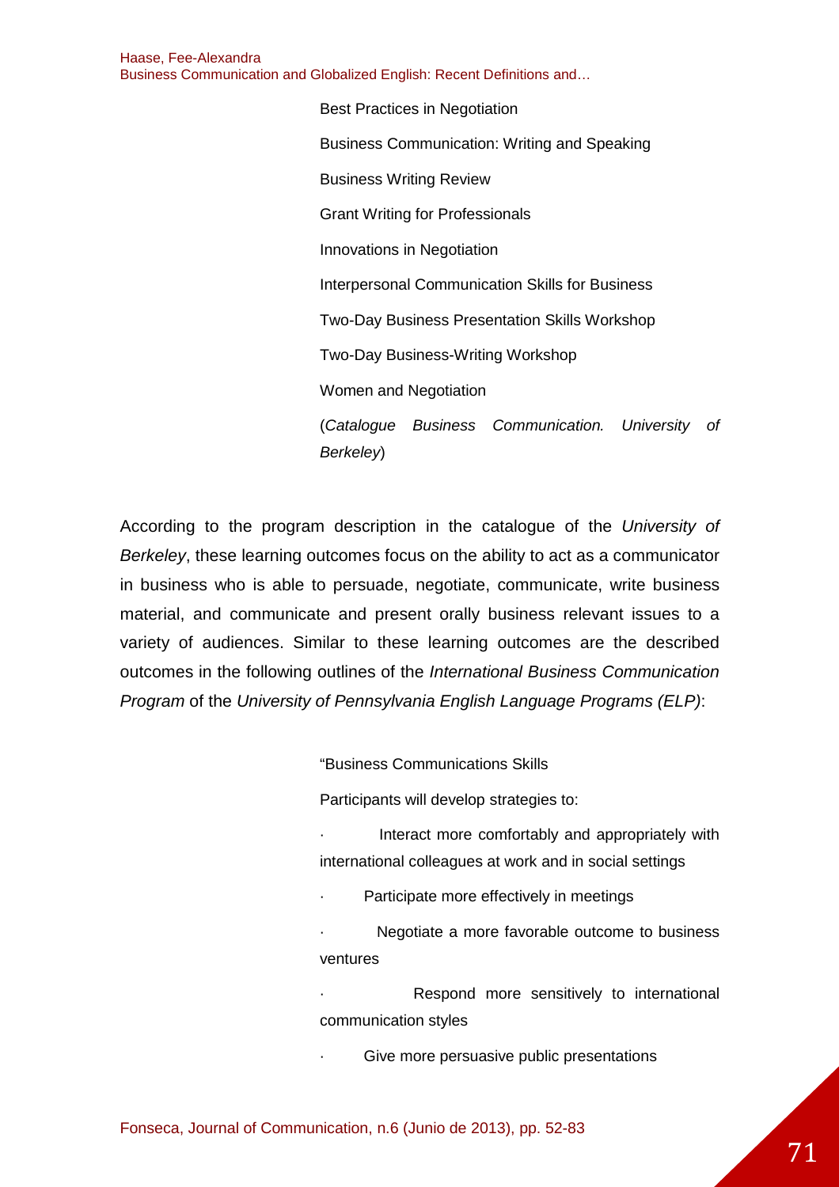Best Practices in Negotiation

Business Communication: Writing and Speaking

Business Writing Review

Grant Writing for Professionals

Innovations in Negotiation

Interpersonal Communication Skills for Business

Two-Day Business Presentation Skills Workshop

Two-Day Business-Writing Workshop

Women and Negotiation

(*Catalogue Business Communication. University of Berkeley*)

According to the program description in the catalogue of the *University of Berkeley*, these learning outcomes focus on the ability to act as a communicator in business who is able to persuade, negotiate, communicate, write business material, and communicate and present orally business relevant issues to a variety of audiences. Similar to these learning outcomes are the described outcomes in the following outlines of the *International Business Communication Program* of the *University of Pennsylvania English Language Programs (ELP)*:

> "Business Communications Skills
>
> Participants will develop strategies to:
>
> · Interact more comfortably and appropriately with international colleagues at work and in social settings
>
> · Participate more effectively in meetings
>
> · Negotiate a more favorable outcome to business ventures
>
> · Respond more sensitively to international communication styles
>
> · Give more persuasive public presentations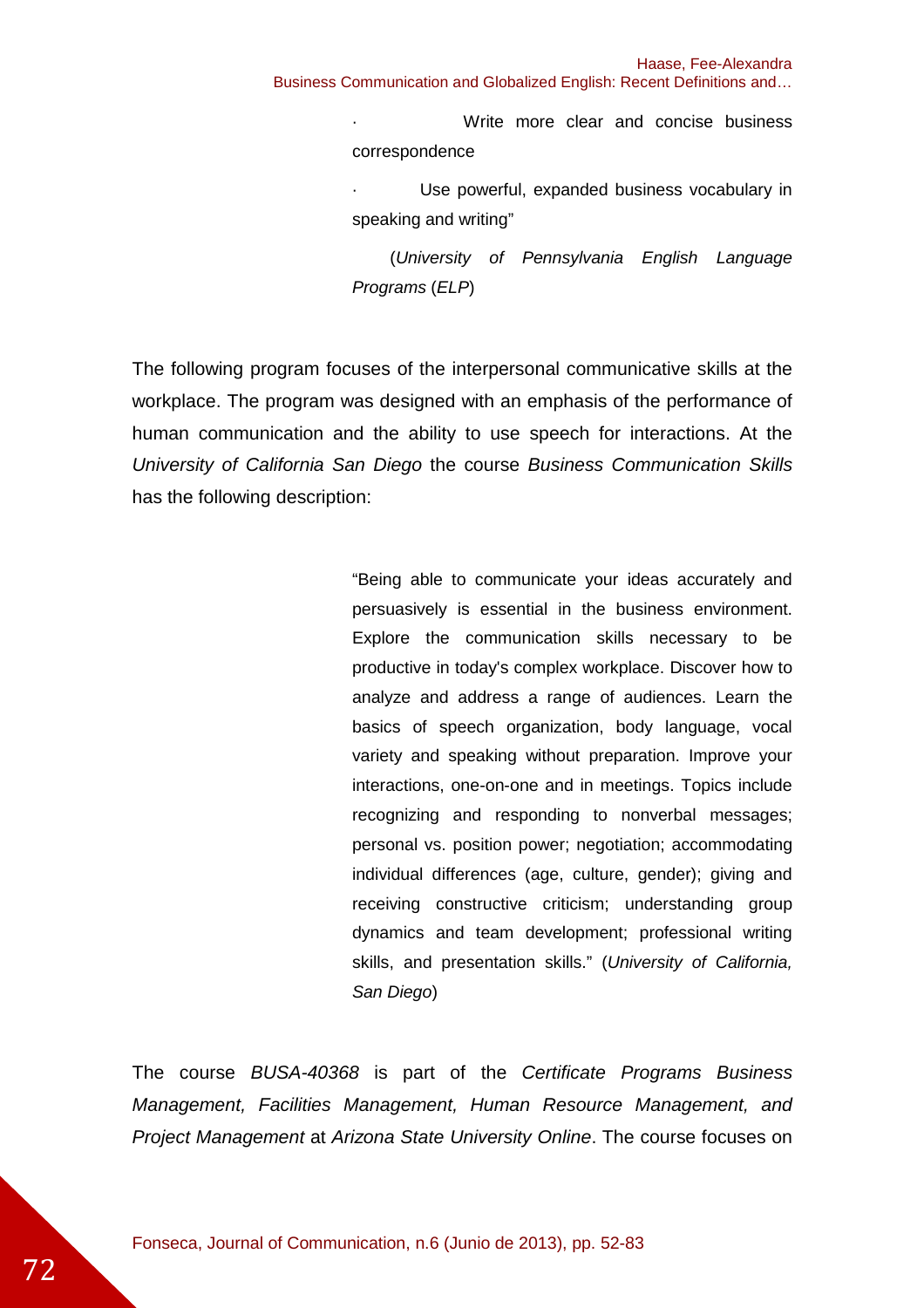> · Write more clear and concise business correspondence
>
> · Use powerful, expanded business vocabulary in speaking and writing"
>
> (*University of Pennsylvania English Language Programs* (*ELP*)

The following program focuses of the interpersonal communicative skills at the workplace. The program was designed with an emphasis of the performance of human communication and the ability to use speech for interactions. At the *University of California San Diego* the course *Business Communication Skills* has the following description:

> "Being able to communicate your ideas accurately and persuasively is essential in the business environment. Explore the communication skills necessary to be productive in today's complex workplace. Discover how to analyze and address a range of audiences. Learn the basics of speech organization, body language, vocal variety and speaking without preparation. Improve your interactions, one-on-one and in meetings. Topics include recognizing and responding to nonverbal messages; personal vs. position power; negotiation; accommodating individual differences (age, culture, gender); giving and receiving constructive criticism; understanding group dynamics and team development; professional writing skills, and presentation skills." (*University of California, San Diego*)

The course *BUSA-40368* is part of the *Certificate Programs Business Management, Facilities Management, Human Resource Management, and Project Management* at *Arizona State University Online*. The course focuses on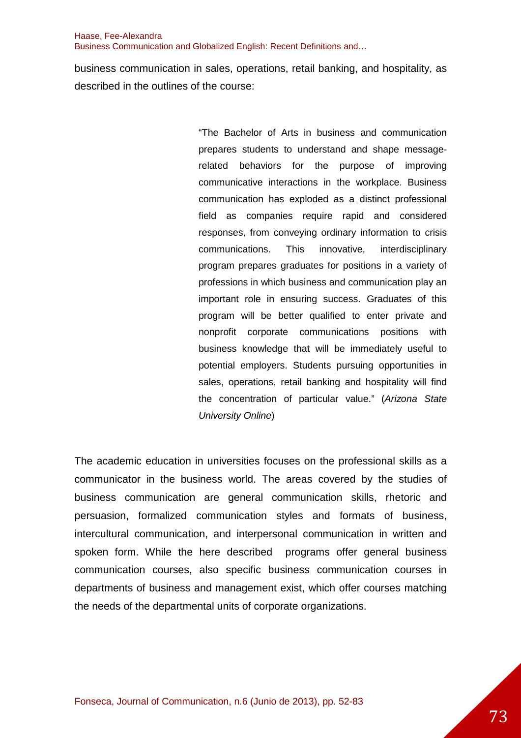business communication in sales, operations, retail banking, and hospitality, as described in the outlines of the course:

> "The Bachelor of Arts in business and communication prepares students to understand and shape message-related behaviors for the purpose of improving communicative interactions in the workplace. Business communication has exploded as a distinct professional field as companies require rapid and considered responses, from conveying ordinary information to crisis communications. This innovative, interdisciplinary program prepares graduates for positions in a variety of professions in which business and communication play an important role in ensuring success. Graduates of this program will be better qualified to enter private and nonprofit corporate communications positions with business knowledge that will be immediately useful to potential employers. Students pursuing opportunities in sales, operations, retail banking and hospitality will find the concentration of particular value." (*Arizona State University Online*)

The academic education in universities focuses on the professional skills as a communicator in the business world. The areas covered by the studies of business communication are general communication skills, rhetoric and persuasion, formalized communication styles and formats of business, intercultural communication, and interpersonal communication in written and spoken form. While the here described programs offer general business communication courses, also specific business communication courses in departments of business and management exist, which offer courses matching the needs of the departmental units of corporate organizations.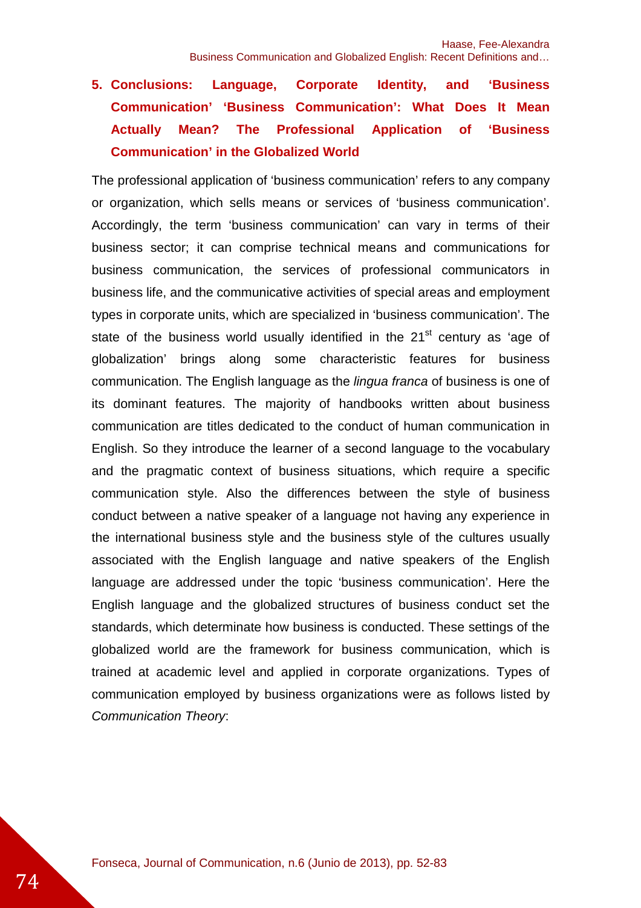## 5. Conclusions: Language, Corporate Identity, and 'Business Communication' 'Business Communication': What Does It Mean Actually Mean? The Professional Application of 'Business Communication' in the Globalized World

The professional application of 'business communication' refers to any company or organization, which sells means or services of 'business communication'. Accordingly, the term 'business communication' can vary in terms of their business sector; it can comprise technical means and communications for business communication, the services of professional communicators in business life, and the communicative activities of special areas and employment types in corporate units, which are specialized in 'business communication'. The state of the business world usually identified in the 21st century as 'age of globalization' brings along some characteristic features for business communication. The English language as the *lingua franca* of business is one of its dominant features. The majority of handbooks written about business communication are titles dedicated to the conduct of human communication in English. So they introduce the learner of a second language to the vocabulary and the pragmatic context of business situations, which require a specific communication style. Also the differences between the style of business conduct between a native speaker of a language not having any experience in the international business style and the business style of the cultures usually associated with the English language and native speakers of the English language are addressed under the topic 'business communication'. Here the English language and the globalized structures of business conduct set the standards, which determinate how business is conducted. These settings of the globalized world are the framework for business communication, which is trained at academic level and applied in corporate organizations. Types of communication employed by business organizations were as follows listed by *Communication Theory*: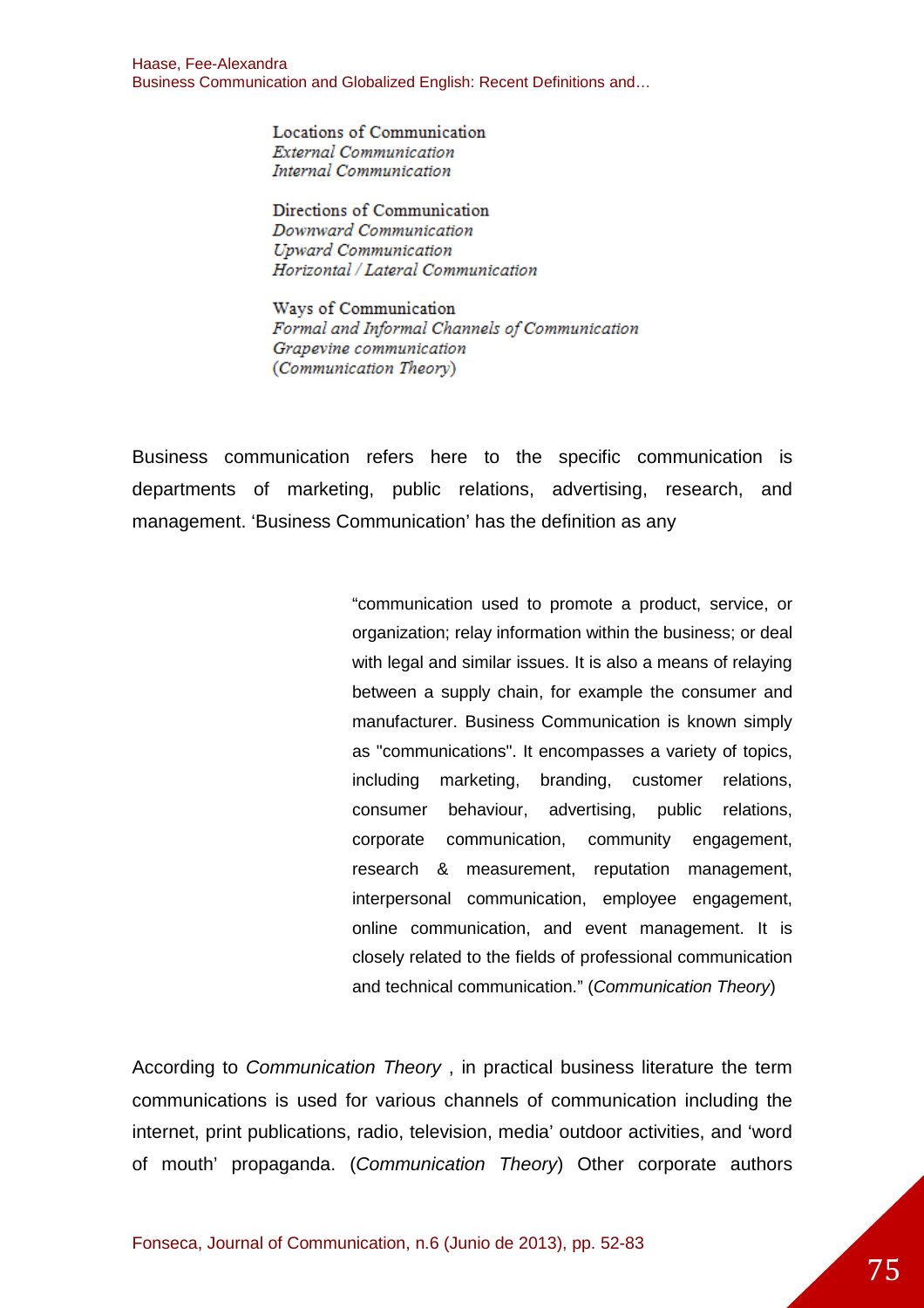Locations of Communication
*External Communication*
*Internal Communication*

Directions of Communication
*Downward Communication*
*Upward Communication*
*Horizontal / Lateral Communication*

Ways of Communication
*Formal and Informal Channels of Communication*
*Grapevine communication*
(*Communication Theory*)

Business communication refers here to the specific communication is departments of marketing, public relations, advertising, research, and management. 'Business Communication' has the definition as any

> "communication used to promote a product, service, or organization; relay information within the business; or deal with legal and similar issues. It is also a means of relaying between a supply chain, for example the consumer and manufacturer. Business Communication is known simply as "communications". It encompasses a variety of topics, including marketing, branding, customer relations, consumer behaviour, advertising, public relations, corporate communication, community engagement, research & measurement, reputation management, interpersonal communication, employee engagement, online communication, and event management. It is closely related to the fields of professional communication and technical communication." (*Communication Theory*)

According to *Communication Theory* , in practical business literature the term communications is used for various channels of communication including the internet, print publications, radio, television, media' outdoor activities, and 'word of mouth' propaganda. (*Communication Theory*) Other corporate authors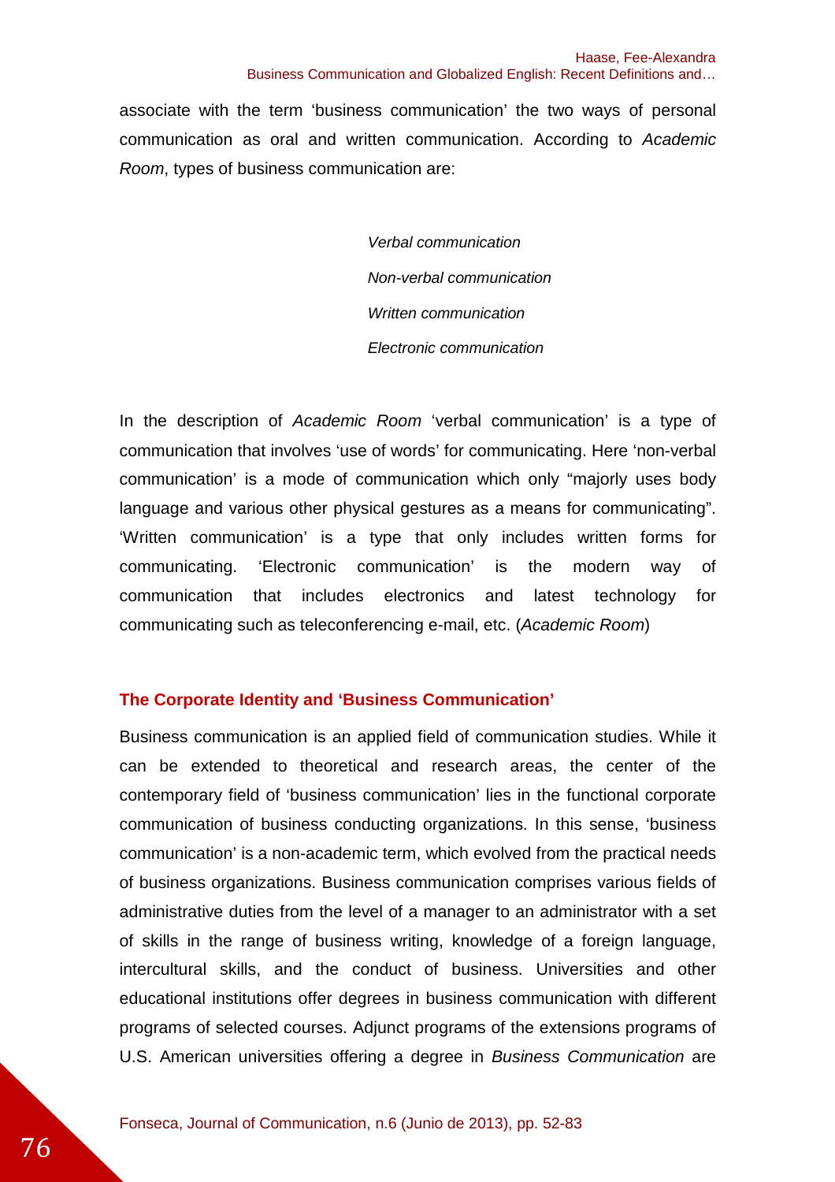associate with the term 'business communication' the two ways of personal communication as oral and written communication. According to *Academic Room*, types of business communication are:

*Verbal communication*

*Non-verbal communication*

*Written communication*

*Electronic communication*

In the description of *Academic Room* 'verbal communication' is a type of communication that involves 'use of words' for communicating. Here 'non-verbal communication' is a mode of communication which only "majorly uses body language and various other physical gestures as a means for communicating". 'Written communication' is a type that only includes written forms for communicating. 'Electronic communication' is the modern way of communication that includes electronics and latest technology for communicating such as teleconferencing e-mail, etc. (*Academic Room*)

### The Corporate Identity and 'Business Communication'

Business communication is an applied field of communication studies. While it can be extended to theoretical and research areas, the center of the contemporary field of 'business communication' lies in the functional corporate communication of business conducting organizations. In this sense, 'business communication' is a non-academic term, which evolved from the practical needs of business organizations. Business communication comprises various fields of administrative duties from the level of a manager to an administrator with a set of skills in the range of business writing, knowledge of a foreign language, intercultural skills, and the conduct of business. Universities and other educational institutions offer degrees in business communication with different programs of selected courses. Adjunct programs of the extensions programs of U.S. American universities offering a degree in *Business Communication* are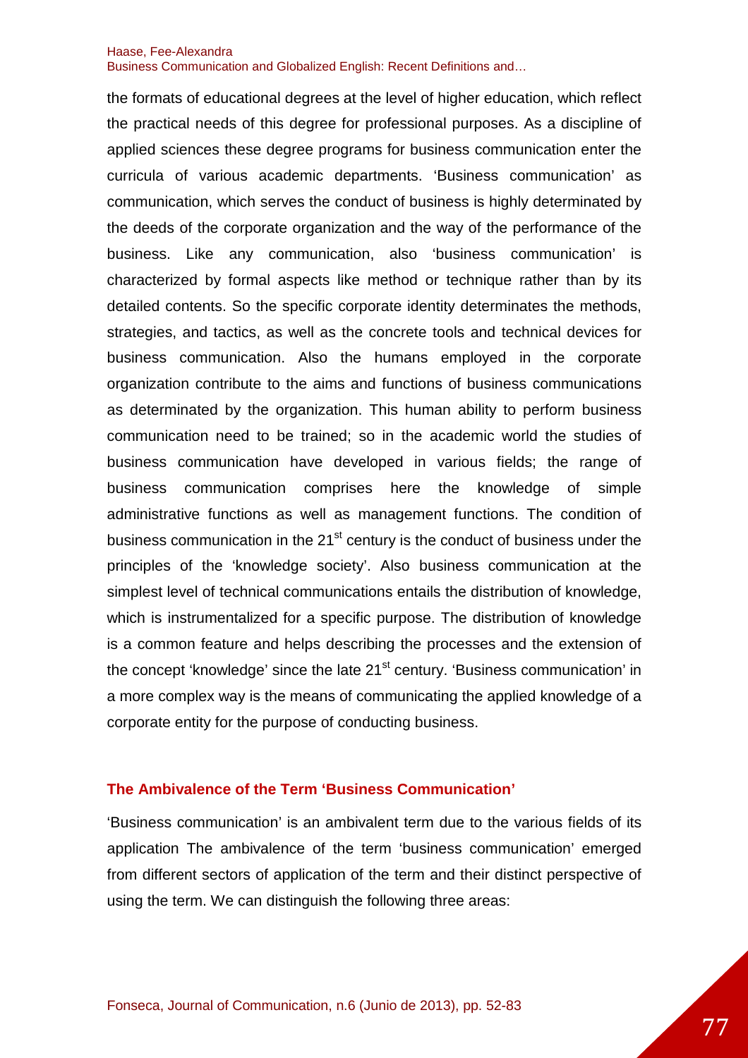the formats of educational degrees at the level of higher education, which reflect the practical needs of this degree for professional purposes. As a discipline of applied sciences these degree programs for business communication enter the curricula of various academic departments. 'Business communication' as communication, which serves the conduct of business is highly determinated by the deeds of the corporate organization and the way of the performance of the business. Like any communication, also 'business communication' is characterized by formal aspects like method or technique rather than by its detailed contents. So the specific corporate identity determinates the methods, strategies, and tactics, as well as the concrete tools and technical devices for business communication. Also the humans employed in the corporate organization contribute to the aims and functions of business communications as determinated by the organization. This human ability to perform business communication need to be trained; so in the academic world the studies of business communication have developed in various fields; the range of business communication comprises here the knowledge of simple administrative functions as well as management functions. The condition of business communication in the 21st century is the conduct of business under the principles of the 'knowledge society'. Also business communication at the simplest level of technical communications entails the distribution of knowledge, which is instrumentalized for a specific purpose. The distribution of knowledge is a common feature and helps describing the processes and the extension of the concept 'knowledge' since the late 21st century. 'Business communication' in a more complex way is the means of communicating the applied knowledge of a corporate entity for the purpose of conducting business.

## The Ambivalence of the Term 'Business Communication'

'Business communication' is an ambivalent term due to the various fields of its application The ambivalence of the term 'business communication' emerged from different sectors of application of the term and their distinct perspective of using the term. We can distinguish the following three areas: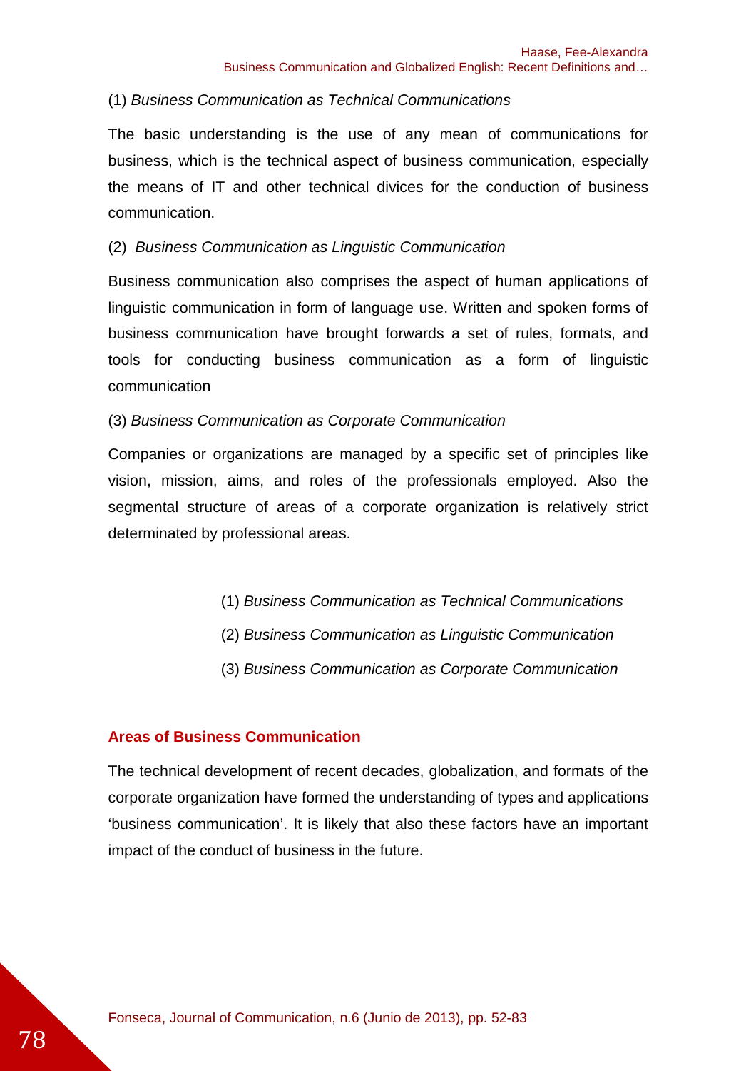(1) *Business Communication as Technical Communications*

The basic understanding is the use of any mean of communications for business, which is the technical aspect of business communication, especially the means of IT and other technical divices for the conduction of business communication.

(2) *Business Communication as Linguistic Communication*

Business communication also comprises the aspect of human applications of linguistic communication in form of language use. Written and spoken forms of business communication have brought forwards a set of rules, formats, and tools for conducting business communication as a form of linguistic communication

(3) *Business Communication as Corporate Communication*

Companies or organizations are managed by a specific set of principles like vision, mission, aims, and roles of the professionals employed. Also the segmental structure of areas of a corporate organization is relatively strict determinated by professional areas.

(1) *Business Communication as Technical Communications*

(2) *Business Communication as Linguistic Communication*

(3) *Business Communication as Corporate Communication*

## Areas of Business Communication

The technical development of recent decades, globalization, and formats of the corporate organization have formed the understanding of types and applications 'business communication'. It is likely that also these factors have an important impact of the conduct of business in the future.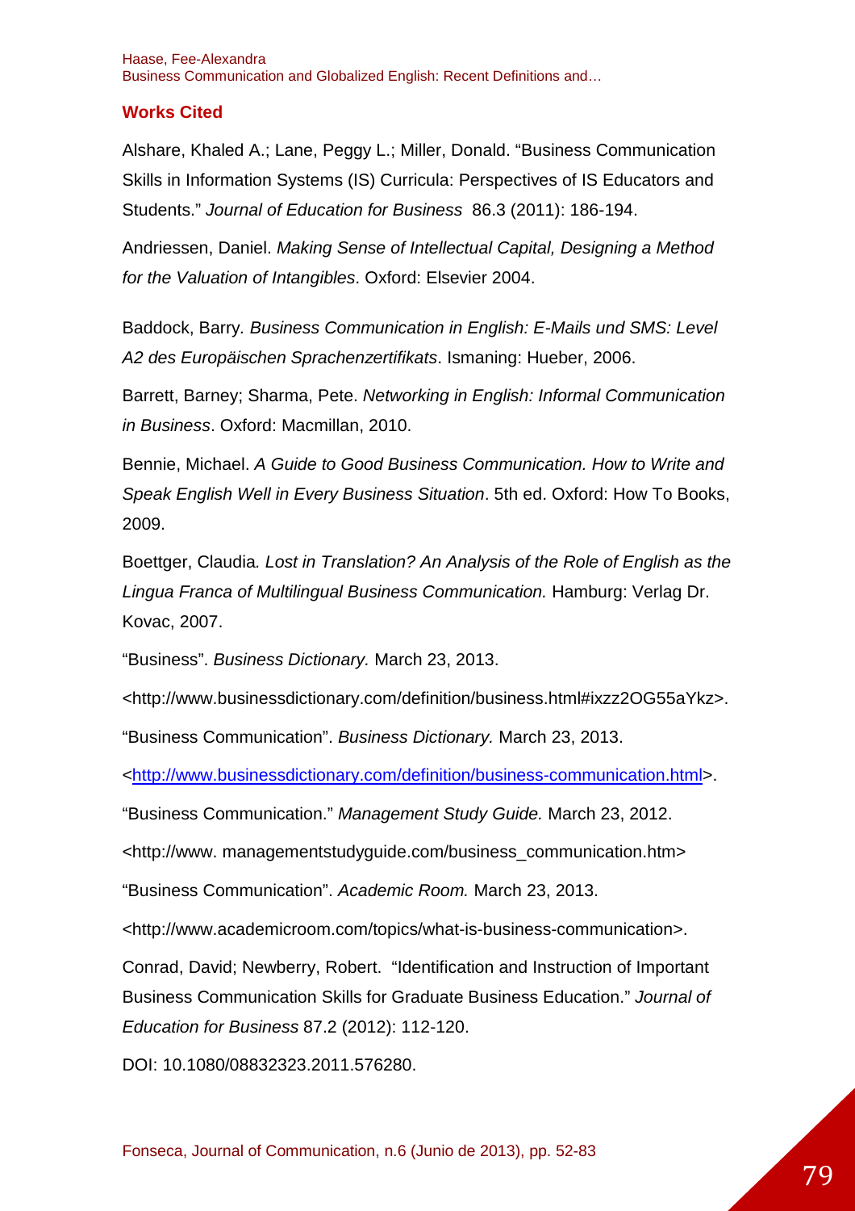## Works Cited

Alshare, Khaled A.; Lane, Peggy L.; Miller, Donald. "Business Communication Skills in Information Systems (IS) Curricula: Perspectives of IS Educators and Students." *Journal of Education for Business* 86.3 (2011): 186-194.

Andriessen, Daniel. *Making Sense of Intellectual Capital, Designing a Method for the Valuation of Intangibles*. Oxford: Elsevier 2004.

Baddock, Barry. *Business Communication in English: E-Mails und SMS: Level A2 des Europäischen Sprachenzertifikats*. Ismaning: Hueber, 2006.

Barrett, Barney; Sharma, Pete. *Networking in English: Informal Communication in Business*. Oxford: Macmillan, 2010.

Bennie, Michael. *A Guide to Good Business Communication. How to Write and Speak English Well in Every Business Situation*. 5th ed. Oxford: How To Books, 2009.

Boettger, Claudia. *Lost in Translation? An Analysis of the Role of English as the Lingua Franca of Multilingual Business Communication.* Hamburg: Verlag Dr. Kovac, 2007.

"Business". *Business Dictionary.* March 23, 2013.

<http://www.businessdictionary.com/definition/business.html#ixzz2OG55aYkz>.

"Business Communication". *Business Dictionary.* March 23, 2013.

<http://www.businessdictionary.com/definition/business-communication.html>.

"Business Communication." *Management Study Guide.* March 23, 2012.

<http://www. managementstudyguide.com/business_communication.htm>

"Business Communication". *Academic Room.* March 23, 2013.

<http://www.academicroom.com/topics/what-is-business-communication>.

Conrad, David; Newberry, Robert. "Identification and Instruction of Important Business Communication Skills for Graduate Business Education." *Journal of Education for Business* 87.2 (2012): 112-120.

DOI: 10.1080/08832323.2011.576280.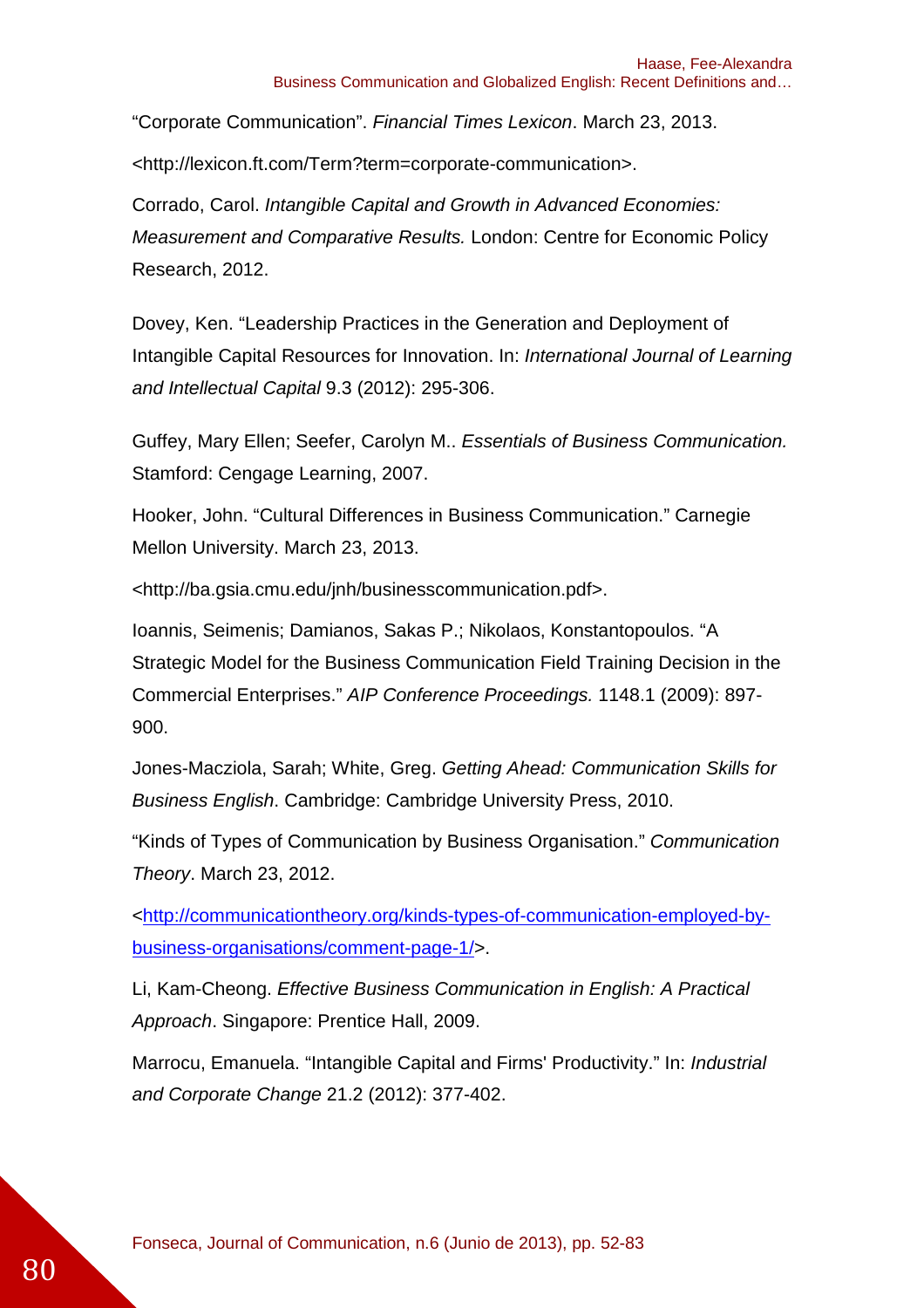“Corporate Communication”. *Financial Times Lexicon*. March 23, 2013.

<http://lexicon.ft.com/Term?term=corporate-communication>.

Corrado, Carol. *Intangible Capital and Growth in Advanced Economies: Measurement and Comparative Results.* London: Centre for Economic Policy Research, 2012.

Dovey, Ken. “Leadership Practices in the Generation and Deployment of Intangible Capital Resources for Innovation. In: *International Journal of Learning and Intellectual Capital* 9.3 (2012): 295-306.

Guffey, Mary Ellen; Seefer, Carolyn M.. *Essentials of Business Communication.* Stamford: Cengage Learning, 2007.

Hooker, John. “Cultural Differences in Business Communication.” Carnegie Mellon University. March 23, 2013.

<http://ba.gsia.cmu.edu/jnh/businesscommunication.pdf>.

Ioannis, Seimenis; Damianos, Sakas P.; Nikolaos, Konstantopoulos. “A Strategic Model for the Business Communication Field Training Decision in the Commercial Enterprises.” *AIP Conference Proceedings.* 1148.1 (2009): 897-900.

Jones-Macziola, Sarah; White, Greg. *Getting Ahead: Communication Skills for Business English*. Cambridge: Cambridge University Press, 2010.

“Kinds of Types of Communication by Business Organisation.” *Communication Theory*. March 23, 2012.

<http://communicationtheory.org/kinds-types-of-communication-employed-by-business-organisations/comment-page-1/>.

Li, Kam-Cheong. *Effective Business Communication in English: A Practical Approach*. Singapore: Prentice Hall, 2009.

Marrocu, Emanuela. “Intangible Capital and Firms' Productivity.” In: *Industrial and Corporate Change* 21.2 (2012): 377-402.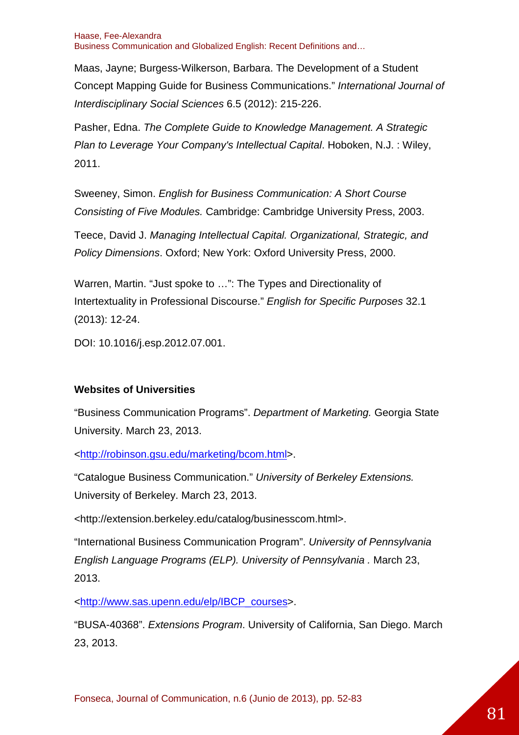Maas, Jayne; Burgess-Wilkerson, Barbara. The Development of a Student Concept Mapping Guide for Business Communications." *International Journal of Interdisciplinary Social Sciences* 6.5 (2012): 215-226.

Pasher, Edna. *The Complete Guide to Knowledge Management. A Strategic Plan to Leverage Your Company's Intellectual Capital*. Hoboken, N.J. : Wiley, 2011.

Sweeney, Simon. *English for Business Communication: A Short Course Consisting of Five Modules.* Cambridge: Cambridge University Press, 2003.

Teece, David J. *Managing Intellectual Capital. Organizational, Strategic, and Policy Dimensions*. Oxford; New York: Oxford University Press, 2000.

Warren, Martin. "Just spoke to …": The Types and Directionality of Intertextuality in Professional Discourse." *English for Specific Purposes* 32.1 (2013): 12-24.

DOI: 10.1016/j.esp.2012.07.001.

**Websites of Universities**

"Business Communication Programs". *Department of Marketing.* Georgia State University. March 23, 2013.

<http://robinson.gsu.edu/marketing/bcom.html>.

"Catalogue Business Communication." *University of Berkeley Extensions.* University of Berkeley. March 23, 2013.

<http://extension.berkeley.edu/catalog/businesscom.html>.

"International Business Communication Program". *University of Pennsylvania English Language Programs (ELP). University of Pennsylvania .* March 23, 2013.

<http://www.sas.upenn.edu/elp/IBCP_courses>.

"BUSA-40368". *Extensions Program*. University of California, San Diego. March 23, 2013.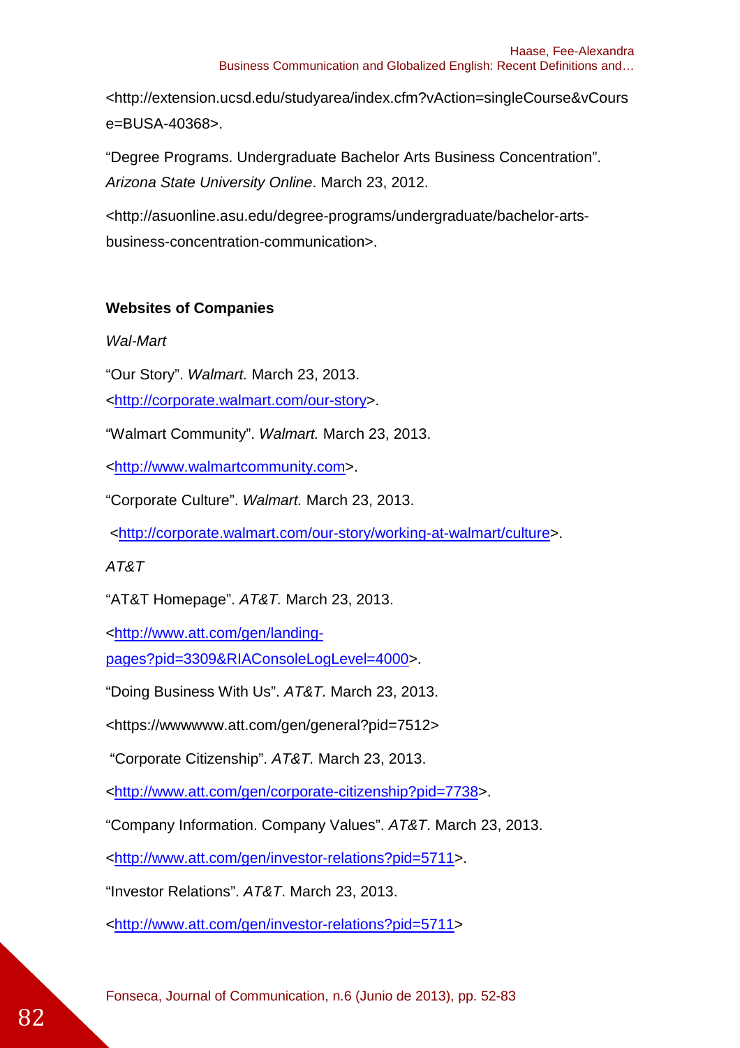<http://extension.ucsd.edu/studyarea/index.cfm?vAction=singleCourse&vCourse=BUSA-40368>.

"Degree Programs. Undergraduate Bachelor Arts Business Concentration". *Arizona State University Online*. March 23, 2012.

<http://asuonline.asu.edu/degree-programs/undergraduate/bachelor-arts-business-concentration-communication>.

**Websites of Companies**

*Wal-Mart*

"Our Story". *Walmart.* March 23, 2013.

<http://corporate.walmart.com/our-story>.

"Walmart Community". *Walmart.* March 23, 2013.

<http://www.walmartcommunity.com>.

"Corporate Culture". *Walmart.* March 23, 2013.

<http://corporate.walmart.com/our-story/working-at-walmart/culture>.

*AT&T*

"AT&T Homepage". *AT&T.* March 23, 2013.

<http://www.att.com/gen/landing-pages?pid=3309&RIAConsoleLogLevel=4000>.

"Doing Business With Us". *AT&T.* March 23, 2013.

<https://wwwwww.att.com/gen/general?pid=7512>

"Corporate Citizenship". *AT&T.* March 23, 2013.

<http://www.att.com/gen/corporate-citizenship?pid=7738>.

"Company Information. Company Values". *AT&T*. March 23, 2013.

<http://www.att.com/gen/investor-relations?pid=5711>.

"Investor Relations". *AT&T*. March 23, 2013.

<http://www.att.com/gen/investor-relations?pid=5711>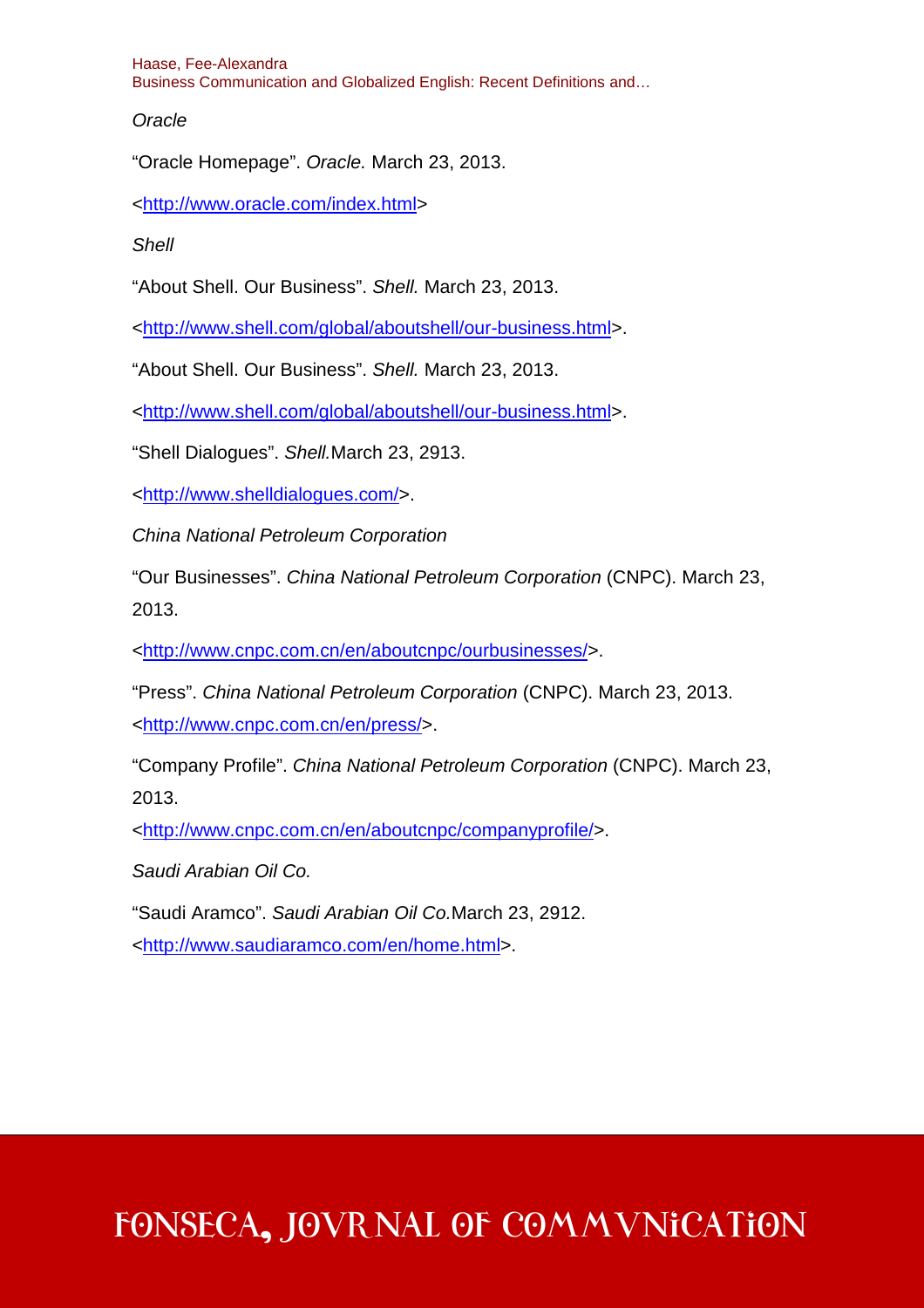*Oracle*

"Oracle Homepage". *Oracle.* March 23, 2013.

<http://www.oracle.com/index.html>

*Shell*

"About Shell. Our Business". *Shell.* March 23, 2013.

<http://www.shell.com/global/aboutshell/our-business.html>.

"About Shell. Our Business". *Shell.* March 23, 2013.

<http://www.shell.com/global/aboutshell/our-business.html>.

"Shell Dialogues". *Shell.*March 23, 2913.

<http://www.shelldialogues.com/>.

*China National Petroleum Corporation*

"Our Businesses". *China National Petroleum Corporation* (CNPC). March 23, 2013.

<http://www.cnpc.com.cn/en/aboutcnpc/ourbusinesses/>.

"Press". *China National Petroleum Corporation* (CNPC). March 23, 2013. <http://www.cnpc.com.cn/en/press/>.

"Company Profile". *China National Petroleum Corporation* (CNPC). March 23, 2013.

<http://www.cnpc.com.cn/en/aboutcnpc/companyprofile/>.

*Saudi Arabian Oil Co.*

"Saudi Aramco". *Saudi Arabian Oil Co.*March 23, 2912.
<http://www.saudiaramco.com/en/home.html>.